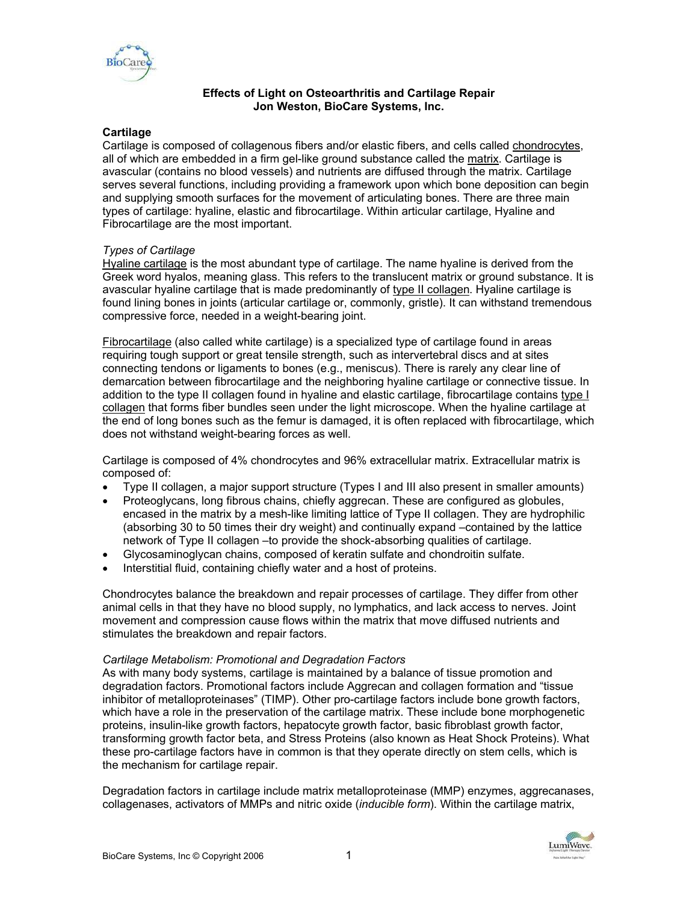**Effects of Light on Osteoarthritis and Cartilage Repair**
**Jon Weston, BioCare Systems, Inc.**

## Cartilage

Cartilage is composed of collagenous fibers and/or elastic fibers, and cells called chondrocytes, all of which are embedded in a firm gel-like ground substance called the matrix. Cartilage is avascular (contains no blood vessels) and nutrients are diffused through the matrix. Cartilage serves several functions, including providing a framework upon which bone deposition can begin and supplying smooth surfaces for the movement of articulating bones. There are three main types of cartilage: hyaline, elastic and fibrocartilage. Within articular cartilage, Hyaline and Fibrocartilage are the most important.

### *Types of Cartilage*

Hyaline cartilage is the most abundant type of cartilage. The name hyaline is derived from the Greek word hyalos, meaning glass. This refers to the translucent matrix or ground substance. It is avascular hyaline cartilage that is made predominantly of type II collagen. Hyaline cartilage is found lining bones in joints (articular cartilage or, commonly, gristle). It can withstand tremendous compressive force, needed in a weight-bearing joint.

Fibrocartilage (also called white cartilage) is a specialized type of cartilage found in areas requiring tough support or great tensile strength, such as intervertebral discs and at sites connecting tendons or ligaments to bones (e.g., meniscus). There is rarely any clear line of demarcation between fibrocartilage and the neighboring hyaline cartilage or connective tissue. In addition to the type II collagen found in hyaline and elastic cartilage, fibrocartilage contains type I collagen that forms fiber bundles seen under the light microscope. When the hyaline cartilage at the end of long bones such as the femur is damaged, it is often replaced with fibrocartilage, which does not withstand weight-bearing forces as well.

Cartilage is composed of 4% chondrocytes and 96% extracellular matrix. Extracellular matrix is composed of:

- Type II collagen, a major support structure (Types I and III also present in smaller amounts)
- Proteoglycans, long fibrous chains, chiefly aggrecan. These are configured as globules, encased in the matrix by a mesh-like limiting lattice of Type II collagen. They are hydrophilic (absorbing 30 to 50 times their dry weight) and continually expand –contained by the lattice network of Type II collagen –to provide the shock-absorbing qualities of cartilage.
- Glycosaminoglycan chains, composed of keratin sulfate and chondroitin sulfate.
- Interstitial fluid, containing chiefly water and a host of proteins.

Chondrocytes balance the breakdown and repair processes of cartilage. They differ from other animal cells in that they have no blood supply, no lymphatics, and lack access to nerves. Joint movement and compression cause flows within the matrix that move diffused nutrients and stimulates the breakdown and repair factors.

### *Cartilage Metabolism: Promotional and Degradation Factors*

As with many body systems, cartilage is maintained by a balance of tissue promotion and degradation factors. Promotional factors include Aggrecan and collagen formation and "tissue inhibitor of metalloproteinases" (TIMP). Other pro-cartilage factors include bone growth factors, which have a role in the preservation of the cartilage matrix. These include bone morphogenetic proteins, insulin-like growth factors, hepatocyte growth factor, basic fibroblast growth factor, transforming growth factor beta, and Stress Proteins (also known as Heat Shock Proteins). What these pro-cartilage factors have in common is that they operate directly on stem cells, which is the mechanism for cartilage repair.

Degradation factors in cartilage include matrix metalloproteinase (MMP) enzymes, aggrecanases, collagenases, activators of MMPs and nitric oxide (*inducible form*). Within the cartilage matrix,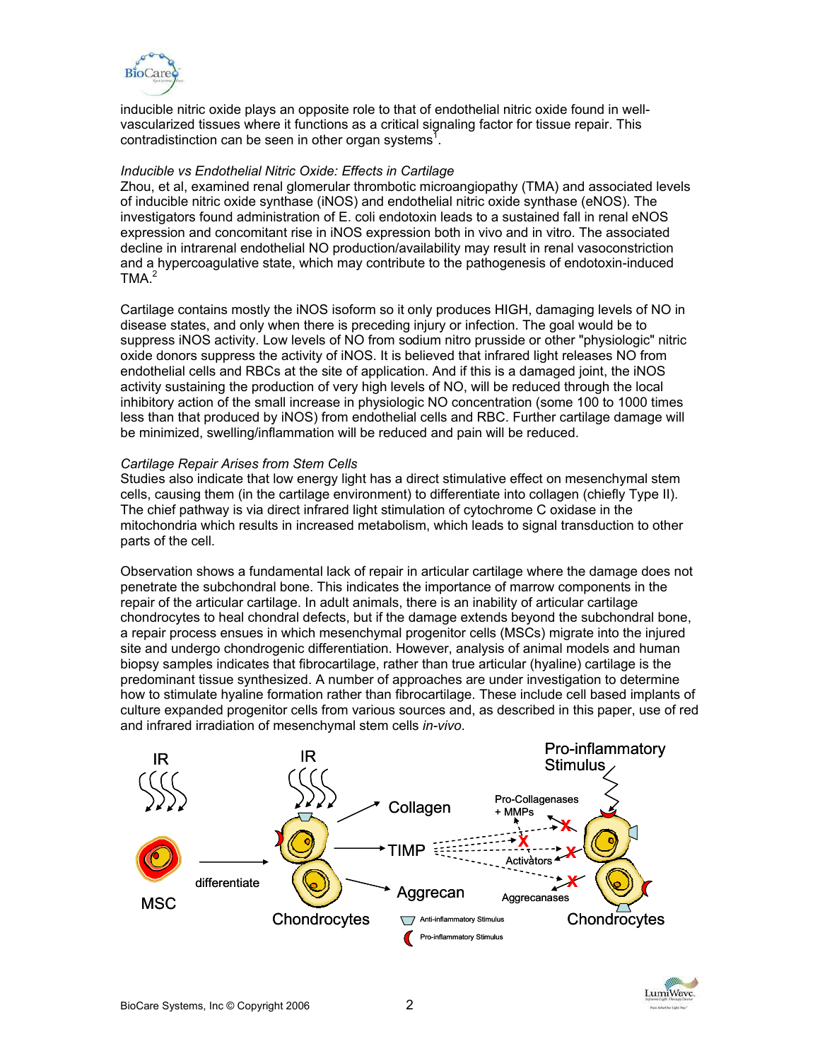inducible nitric oxide plays an opposite role to that of endothelial nitric oxide found in well-vascularized tissues where it functions as a critical signaling factor for tissue repair. This contradistinction can be seen in other organ systems[1].

*Inducible vs Endothelial Nitric Oxide: Effects in Cartilage*

Zhou, et al, examined renal glomerular thrombotic microangiopathy (TMA) and associated levels of inducible nitric oxide synthase (iNOS) and endothelial nitric oxide synthase (eNOS). The investigators found administration of E. coli endotoxin leads to a sustained fall in renal eNOS expression and concomitant rise in iNOS expression both in vivo and in vitro. The associated decline in intrarenal endothelial NO production/availability may result in renal vasoconstriction and a hypercoagulative state, which may contribute to the pathogenesis of endotoxin-induced TMA.[2]

Cartilage contains mostly the iNOS isoform so it only produces HIGH, damaging levels of NO in disease states, and only when there is preceding injury or infection. The goal would be to suppress iNOS activity. Low levels of NO from sodium nitro prusside or other "physiologic" nitric oxide donors suppress the activity of iNOS. It is believed that infrared light releases NO from endothelial cells and RBCs at the site of application. And if this is a damaged joint, the iNOS activity sustaining the production of very high levels of NO, will be reduced through the local inhibitory action of the small increase in physiologic NO concentration (some 100 to 1000 times less than that produced by iNOS) from endothelial cells and RBC. Further cartilage damage will be minimized, swelling/inflammation will be reduced and pain will be reduced.

*Cartilage Repair Arises from Stem Cells*

Studies also indicate that low energy light has a direct stimulative effect on mesenchymal stem cells, causing them (in the cartilage environment) to differentiate into collagen (chiefly Type II). The chief pathway is via direct infrared light stimulation of cytochrome C oxidase in the mitochondria which results in increased metabolism, which leads to signal transduction to other parts of the cell.

Observation shows a fundamental lack of repair in articular cartilage where the damage does not penetrate the subchondral bone. This indicates the importance of marrow components in the repair of the articular cartilage. In adult animals, there is an inability of articular cartilage chondrocytes to heal chondral defects, but if the damage extends beyond the subchondral bone, a repair process ensues in which mesenchymal progenitor cells (MSCs) migrate into the injured site and undergo chondrogenic differentiation. However, analysis of animal models and human biopsy samples indicates that fibrocartilage, rather than true articular (hyaline) cartilage is the predominant tissue synthesized. A number of approaches are under investigation to determine how to stimulate hyaline formation rather than fibrocartilage. These include cell based implants of culture expanded progenitor cells from various sources and, as described in this paper, use of red and infrared irradiation of mesenchymal stem cells *in-vivo*.

IR

IR

Pro-inflammatory Stimulus

MSC

differentiate

Chondrocytes

Collagen

TIMP

Aggrecan

Pro-Collagenases + MMPs

Activators

Aggrecanases

Chondrocytes

Anti-inflammatory Stimulus

Pro-inflammatory Stimulus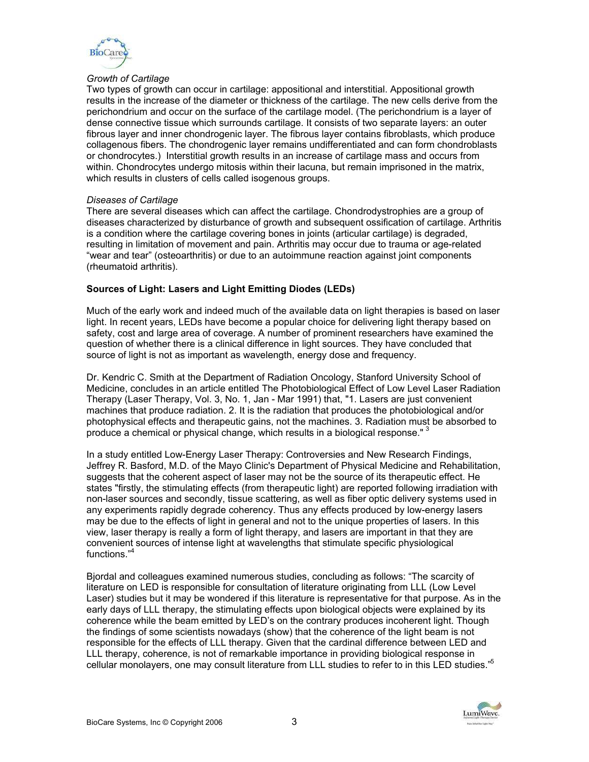*Growth of Cartilage*

Two types of growth can occur in cartilage: appositional and interstitial. Appositional growth results in the increase of the diameter or thickness of the cartilage. The new cells derive from the perichondrium and occur on the surface of the cartilage model. (The perichondrium is a layer of dense connective tissue which surrounds cartilage. It consists of two separate layers: an outer fibrous layer and inner chondrogenic layer. The fibrous layer contains fibroblasts, which produce collagenous fibers. The chondrogenic layer remains undifferentiated and can form chondroblasts or chondrocytes.) Interstitial growth results in an increase of cartilage mass and occurs from within. Chondrocytes undergo mitosis within their lacuna, but remain imprisoned in the matrix, which results in clusters of cells called isogenous groups.

*Diseases of Cartilage*

There are several diseases which can affect the cartilage. Chondrodystrophies are a group of diseases characterized by disturbance of growth and subsequent ossification of cartilage. Arthritis is a condition where the cartilage covering bones in joints (articular cartilage) is degraded, resulting in limitation of movement and pain. Arthritis may occur due to trauma or age-related “wear and tear” (osteoarthritis) or due to an autoimmune reaction against joint components (rheumatoid arthritis).

**Sources of Light: Lasers and Light Emitting Diodes (LEDs)**

Much of the early work and indeed much of the available data on light therapies is based on laser light. In recent years, LEDs have become a popular choice for delivering light therapy based on safety, cost and large area of coverage. A number of prominent researchers have examined the question of whether there is a clinical difference in light sources. They have concluded that source of light is not as important as wavelength, energy dose and frequency.

Dr. Kendric C. Smith at the Department of Radiation Oncology, Stanford University School of Medicine, concludes in an article entitled The Photobiological Effect of Low Level Laser Radiation Therapy (Laser Therapy, Vol. 3, No. 1, Jan - Mar 1991) that, "1. Lasers are just convenient machines that produce radiation. 2. It is the radiation that produces the photobiological and/or photophysical effects and therapeutic gains, not the machines. 3. Radiation must be absorbed to produce a chemical or physical change, which results in a biological response." [3]

In a study entitled Low-Energy Laser Therapy: Controversies and New Research Findings, Jeffrey R. Basford, M.D. of the Mayo Clinic's Department of Physical Medicine and Rehabilitation, suggests that the coherent aspect of laser may not be the source of its therapeutic effect. He states "firstly, the stimulating effects (from therapeutic light) are reported following irradiation with non-laser sources and secondly, tissue scattering, as well as fiber optic delivery systems used in any experiments rapidly degrade coherency. Thus any effects produced by low-energy lasers may be due to the effects of light in general and not to the unique properties of lasers. In this view, laser therapy is really a form of light therapy, and lasers are important in that they are convenient sources of intense light at wavelengths that stimulate specific physiological functions.”[4]

Bjordal and colleagues examined numerous studies, concluding as follows: “The scarcity of literature on LED is responsible for consultation of literature originating from LLL (Low Level Laser) studies but it may be wondered if this literature is representative for that purpose. As in the early days of LLL therapy, the stimulating effects upon biological objects were explained by its coherence while the beam emitted by LED’s on the contrary produces incoherent light. Though the findings of some scientists nowadays (show) that the coherence of the light beam is not responsible for the effects of LLL therapy. Given that the cardinal difference between LED and LLL therapy, coherence, is not of remarkable importance in providing biological response in cellular monolayers, one may consult literature from LLL studies to refer to in this LED studies.”[5]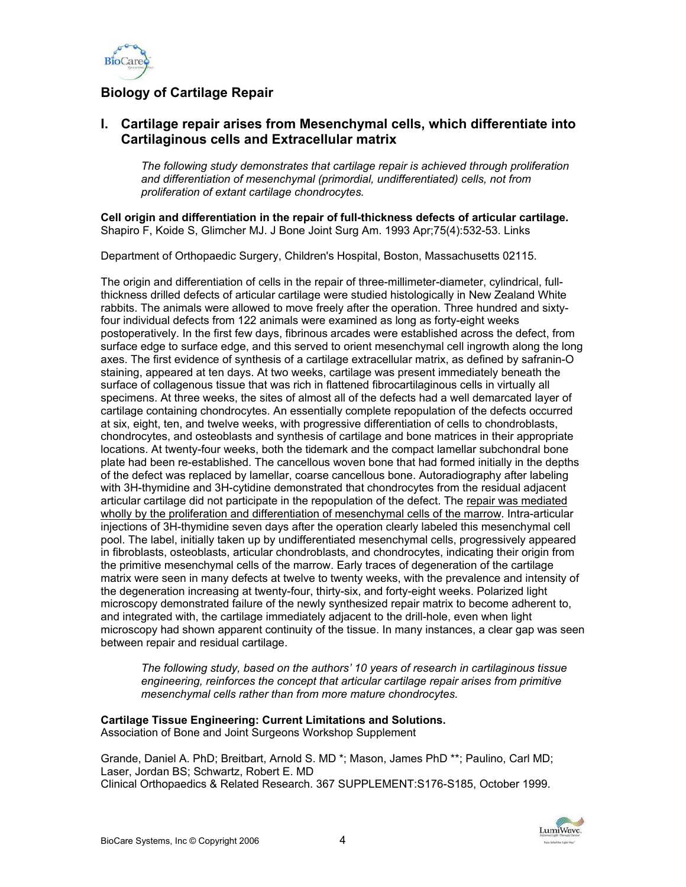## Biology of Cartilage Repair

### I. Cartilage repair arises from Mesenchymal cells, which differentiate into Cartilaginous cells and Extracellular matrix

*The following study demonstrates that cartilage repair is achieved through proliferation and differentiation of mesenchymal (primordial, undifferentiated) cells, not from proliferation of extant cartilage chondrocytes.*

**Cell origin and differentiation in the repair of full-thickness defects of articular cartilage.**
Shapiro F, Koide S, Glimcher MJ. J Bone Joint Surg Am. 1993 Apr;75(4):532-53. Links

Department of Orthopaedic Surgery, Children's Hospital, Boston, Massachusetts 02115.

The origin and differentiation of cells in the repair of three-millimeter-diameter, cylindrical, full-thickness drilled defects of articular cartilage were studied histologically in New Zealand White rabbits. The animals were allowed to move freely after the operation. Three hundred and sixty-four individual defects from 122 animals were examined as long as forty-eight weeks postoperatively. In the first few days, fibrinous arcades were established across the defect, from surface edge to surface edge, and this served to orient mesenchymal cell ingrowth along the long axes. The first evidence of synthesis of a cartilage extracellular matrix, as defined by safranin-O staining, appeared at ten days. At two weeks, cartilage was present immediately beneath the surface of collagenous tissue that was rich in flattened fibrocartilaginous cells in virtually all specimens. At three weeks, the sites of almost all of the defects had a well demarcated layer of cartilage containing chondrocytes. An essentially complete repopulation of the defects occurred at six, eight, ten, and twelve weeks, with progressive differentiation of cells to chondroblasts, chondrocytes, and osteoblasts and synthesis of cartilage and bone matrices in their appropriate locations. At twenty-four weeks, both the tidemark and the compact lamellar subchondral bone plate had been re-established. The cancellous woven bone that had formed initially in the depths of the defect was replaced by lamellar, coarse cancellous bone. Autoradiography after labeling with 3H-thymidine and 3H-cytidine demonstrated that chondrocytes from the residual adjacent articular cartilage did not participate in the repopulation of the defect. The repair was mediated wholly by the proliferation and differentiation of mesenchymal cells of the marrow. Intra-articular injections of 3H-thymidine seven days after the operation clearly labeled this mesenchymal cell pool. The label, initially taken up by undifferentiated mesenchymal cells, progressively appeared in fibroblasts, osteoblasts, articular chondroblasts, and chondrocytes, indicating their origin from the primitive mesenchymal cells of the marrow. Early traces of degeneration of the cartilage matrix were seen in many defects at twelve to twenty weeks, with the prevalence and intensity of the degeneration increasing at twenty-four, thirty-six, and forty-eight weeks. Polarized light microscopy demonstrated failure of the newly synthesized repair matrix to become adherent to, and integrated with, the cartilage immediately adjacent to the drill-hole, even when light microscopy had shown apparent continuity of the tissue. In many instances, a clear gap was seen between repair and residual cartilage.

*The following study, based on the authors' 10 years of research in cartilaginous tissue engineering, reinforces the concept that articular cartilage repair arises from primitive mesenchymal cells rather than from more mature chondrocytes.*

**Cartilage Tissue Engineering: Current Limitations and Solutions.**
Association of Bone and Joint Surgeons Workshop Supplement

Grande, Daniel A. PhD; Breitbart, Arnold S. MD *; Mason, James PhD **; Paulino, Carl MD; Laser, Jordan BS; Schwartz, Robert E. MD
Clinical Orthopaedics & Related Research. 367 SUPPLEMENT:S176-S185, October 1999.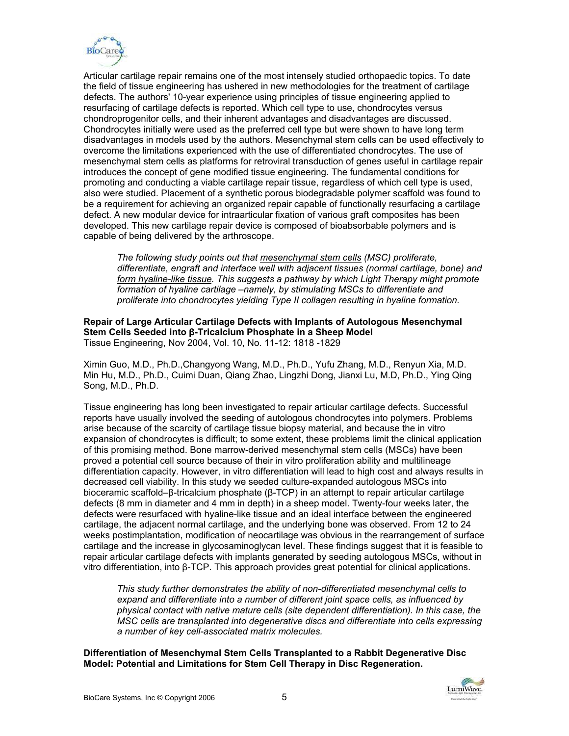Articular cartilage repair remains one of the most intensely studied orthopaedic topics. To date the field of tissue engineering has ushered in new methodologies for the treatment of cartilage defects. The authors' 10-year experience using principles of tissue engineering applied to resurfacing of cartilage defects is reported. Which cell type to use, chondrocytes versus chondroprogenitor cells, and their inherent advantages and disadvantages are discussed. Chondrocytes initially were used as the preferred cell type but were shown to have long term disadvantages in models used by the authors. Mesenchymal stem cells can be used effectively to overcome the limitations experienced with the use of differentiated chondrocytes. The use of mesenchymal stem cells as platforms for retroviral transduction of genes useful in cartilage repair introduces the concept of gene modified tissue engineering. The fundamental conditions for promoting and conducting a viable cartilage repair tissue, regardless of which cell type is used, also were studied. Placement of a synthetic porous biodegradable polymer scaffold was found to be a requirement for achieving an organized repair capable of functionally resurfacing a cartilage defect. A new modular device for intraarticular fixation of various graft composites has been developed. This new cartilage repair device is composed of bioabsorbable polymers and is capable of being delivered by the arthroscope.

> *The following study points out that mesenchymal stem cells (MSC) proliferate, differentiate, engraft and interface well with adjacent tissues (normal cartilage, bone) and form hyaline-like tissue. This suggests a pathway by which Light Therapy might promote formation of hyaline cartilage –namely, by stimulating MSCs to differentiate and proliferate into chondrocytes yielding Type II collagen resulting in hyaline formation.*

**Repair of Large Articular Cartilage Defects with Implants of Autologous Mesenchymal Stem Cells Seeded into β-Tricalcium Phosphate in a Sheep Model**
Tissue Engineering, Nov 2004, Vol. 10, No. 11-12: 1818 -1829

Ximin Guo, M.D., Ph.D.,Changyong Wang, M.D., Ph.D., Yufu Zhang, M.D., Renyun Xia, M.D. Min Hu, M.D., Ph.D., Cuimi Duan, Qiang Zhao, Lingzhi Dong, Jianxi Lu, M.D, Ph.D., Ying Qing Song, M.D., Ph.D.

Tissue engineering has long been investigated to repair articular cartilage defects. Successful reports have usually involved the seeding of autologous chondrocytes into polymers. Problems arise because of the scarcity of cartilage tissue biopsy material, and because the in vitro expansion of chondrocytes is difficult; to some extent, these problems limit the clinical application of this promising method. Bone marrow-derived mesenchymal stem cells (MSCs) have been proved a potential cell source because of their in vitro proliferation ability and multilineage differentiation capacity. However, in vitro differentiation will lead to high cost and always results in decreased cell viability. In this study we seeded culture-expanded autologous MSCs into bioceramic scaffold–β-tricalcium phosphate (β-TCP) in an attempt to repair articular cartilage defects (8 mm in diameter and 4 mm in depth) in a sheep model. Twenty-four weeks later, the defects were resurfaced with hyaline-like tissue and an ideal interface between the engineered cartilage, the adjacent normal cartilage, and the underlying bone was observed. From 12 to 24 weeks postimplantation, modification of neocartilage was obvious in the rearrangement of surface cartilage and the increase in glycosaminoglycan level. These findings suggest that it is feasible to repair articular cartilage defects with implants generated by seeding autologous MSCs, without in vitro differentiation, into β-TCP. This approach provides great potential for clinical applications.

> *This study further demonstrates the ability of non-differentiated mesenchymal cells to expand and differentiate into a number of different joint space cells, as influenced by physical contact with native mature cells (site dependent differentiation). In this case, the MSC cells are transplanted into degenerative discs and differentiate into cells expressing a number of key cell-associated matrix molecules.*

**Differentiation of Mesenchymal Stem Cells Transplanted to a Rabbit Degenerative Disc Model: Potential and Limitations for Stem Cell Therapy in Disc Regeneration.**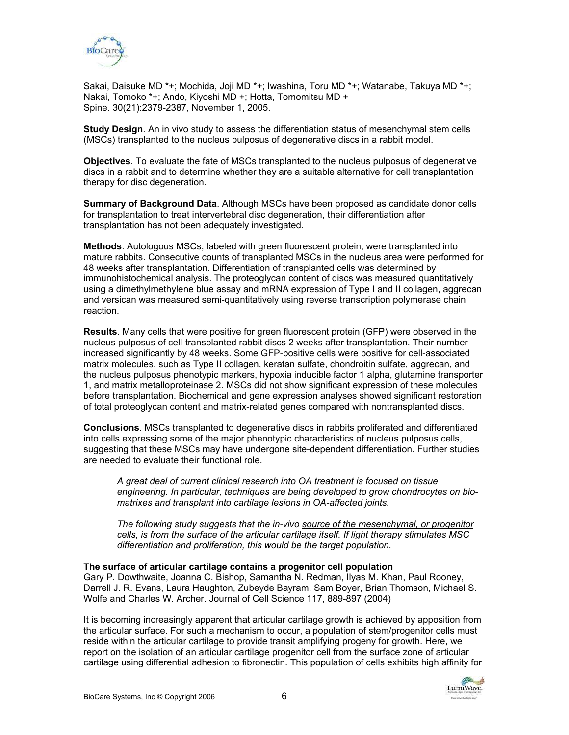Sakai, Daisuke MD *+; Mochida, Joji MD *+; Iwashina, Toru MD *+; Watanabe, Takuya MD *+; Nakai, Tomoko *+; Ando, Kiyoshi MD +; Hotta, Tomomitsu MD +
Spine. 30(21):2379-2387, November 1, 2005.

**Study Design**. An in vivo study to assess the differentiation status of mesenchymal stem cells (MSCs) transplanted to the nucleus pulposus of degenerative discs in a rabbit model.

**Objectives**. To evaluate the fate of MSCs transplanted to the nucleus pulposus of degenerative discs in a rabbit and to determine whether they are a suitable alternative for cell transplantation therapy for disc degeneration.

**Summary of Background Data**. Although MSCs have been proposed as candidate donor cells for transplantation to treat intervertebral disc degeneration, their differentiation after transplantation has not been adequately investigated.

**Methods**. Autologous MSCs, labeled with green fluorescent protein, were transplanted into mature rabbits. Consecutive counts of transplanted MSCs in the nucleus area were performed for 48 weeks after transplantation. Differentiation of transplanted cells was determined by immunohistochemical analysis. The proteoglycan content of discs was measured quantitatively using a dimethylmethylene blue assay and mRNA expression of Type I and II collagen, aggrecan and versican was measured semi-quantitatively using reverse transcription polymerase chain reaction.

**Results**. Many cells that were positive for green fluorescent protein (GFP) were observed in the nucleus pulposus of cell-transplanted rabbit discs 2 weeks after transplantation. Their number increased significantly by 48 weeks. Some GFP-positive cells were positive for cell-associated matrix molecules, such as Type II collagen, keratan sulfate, chondroitin sulfate, aggrecan, and the nucleus pulposus phenotypic markers, hypoxia inducible factor 1 alpha, glutamine transporter 1, and matrix metalloproteinase 2. MSCs did not show significant expression of these molecules before transplantation. Biochemical and gene expression analyses showed significant restoration of total proteoglycan content and matrix-related genes compared with nontransplanted discs.

**Conclusions**. MSCs transplanted to degenerative discs in rabbits proliferated and differentiated into cells expressing some of the major phenotypic characteristics of nucleus pulposus cells, suggesting that these MSCs may have undergone site-dependent differentiation. Further studies are needed to evaluate their functional role.

> *A great deal of current clinical research into OA treatment is focused on tissue engineering. In particular, techniques are being developed to grow chondrocytes on bio-matrixes and transplant into cartilage lesions in OA-affected joints.*
>
> *The following study suggests that the in-vivo source of the mesenchymal, or progenitor cells, is from the surface of the articular cartilage itself. If light therapy stimulates MSC differentiation and proliferation, this would be the target population.*

**The surface of articular cartilage contains a progenitor cell population**
Gary P. Dowthwaite, Joanna C. Bishop, Samantha N. Redman, Ilyas M. Khan, Paul Rooney, Darrell J. R. Evans, Laura Haughton, Zubeyde Bayram, Sam Boyer, Brian Thomson, Michael S. Wolfe and Charles W. Archer. Journal of Cell Science 117, 889-897 (2004)

It is becoming increasingly apparent that articular cartilage growth is achieved by apposition from the articular surface. For such a mechanism to occur, a population of stem/progenitor cells must reside within the articular cartilage to provide transit amplifying progeny for growth. Here, we report on the isolation of an articular cartilage progenitor cell from the surface zone of articular cartilage using differential adhesion to fibronectin. This population of cells exhibits high affinity for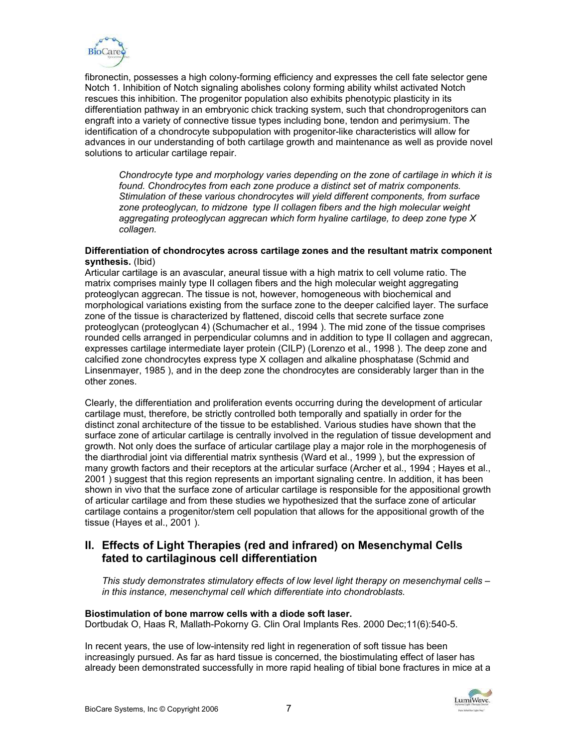fibronectin, possesses a high colony-forming efficiency and expresses the cell fate selector gene Notch 1. Inhibition of Notch signaling abolishes colony forming ability whilst activated Notch rescues this inhibition. The progenitor population also exhibits phenotypic plasticity in its differentiation pathway in an embryonic chick tracking system, such that chondroprogenitors can engraft into a variety of connective tissue types including bone, tendon and perimysium. The identification of a chondrocyte subpopulation with progenitor-like characteristics will allow for advances in our understanding of both cartilage growth and maintenance as well as provide novel solutions to articular cartilage repair.

> *Chondrocyte type and morphology varies depending on the zone of cartilage in which it is found. Chondrocytes from each zone produce a distinct set of matrix components. Stimulation of these various chondrocytes will yield different components, from surface zone proteoglycan, to midzone type II collagen fibers and the high molecular weight aggregating proteoglycan aggrecan which form hyaline cartilage, to deep zone type X collagen.*

**Differentiation of chondrocytes across cartilage zones and the resultant matrix component synthesis.** (Ibid)

Articular cartilage is an avascular, aneural tissue with a high matrix to cell volume ratio. The matrix comprises mainly type II collagen fibers and the high molecular weight aggregating proteoglycan aggrecan. The tissue is not, however, homogeneous with biochemical and morphological variations existing from the surface zone to the deeper calcified layer. The surface zone of the tissue is characterized by flattened, discoid cells that secrete surface zone proteoglycan (proteoglycan 4) (Schumacher et al., 1994 ). The mid zone of the tissue comprises rounded cells arranged in perpendicular columns and in addition to type II collagen and aggrecan, expresses cartilage intermediate layer protein (CILP) (Lorenzo et al., 1998 ). The deep zone and calcified zone chondrocytes express type X collagen and alkaline phosphatase (Schmid and Linsenmayer, 1985 ), and in the deep zone the chondrocytes are considerably larger than in the other zones.

Clearly, the differentiation and proliferation events occurring during the development of articular cartilage must, therefore, be strictly controlled both temporally and spatially in order for the distinct zonal architecture of the tissue to be established. Various studies have shown that the surface zone of articular cartilage is centrally involved in the regulation of tissue development and growth. Not only does the surface of articular cartilage play a major role in the morphogenesis of the diarthrodial joint via differential matrix synthesis (Ward et al., 1999 ), but the expression of many growth factors and their receptors at the articular surface (Archer et al., 1994 ; Hayes et al., 2001 ) suggest that this region represents an important signaling centre. In addition, it has been shown in vivo that the surface zone of articular cartilage is responsible for the appositional growth of articular cartilage and from these studies we hypothesized that the surface zone of articular cartilage contains a progenitor/stem cell population that allows for the appositional growth of the tissue (Hayes et al., 2001 ).

## II. Effects of Light Therapies (red and infrared) on Mesenchymal Cells fated to cartilaginous cell differentiation

*This study demonstrates stimulatory effects of low level light therapy on mesenchymal cells – in this instance, mesenchymal cell which differentiate into chondroblasts.*

**Biostimulation of bone marrow cells with a diode soft laser.**
Dortbudak O, Haas R, Mallath-Pokorny G. Clin Oral Implants Res. 2000 Dec;11(6):540-5.

In recent years, the use of low-intensity red light in regeneration of soft tissue has been increasingly pursued. As far as hard tissue is concerned, the biostimulating effect of laser has already been demonstrated successfully in more rapid healing of tibial bone fractures in mice at a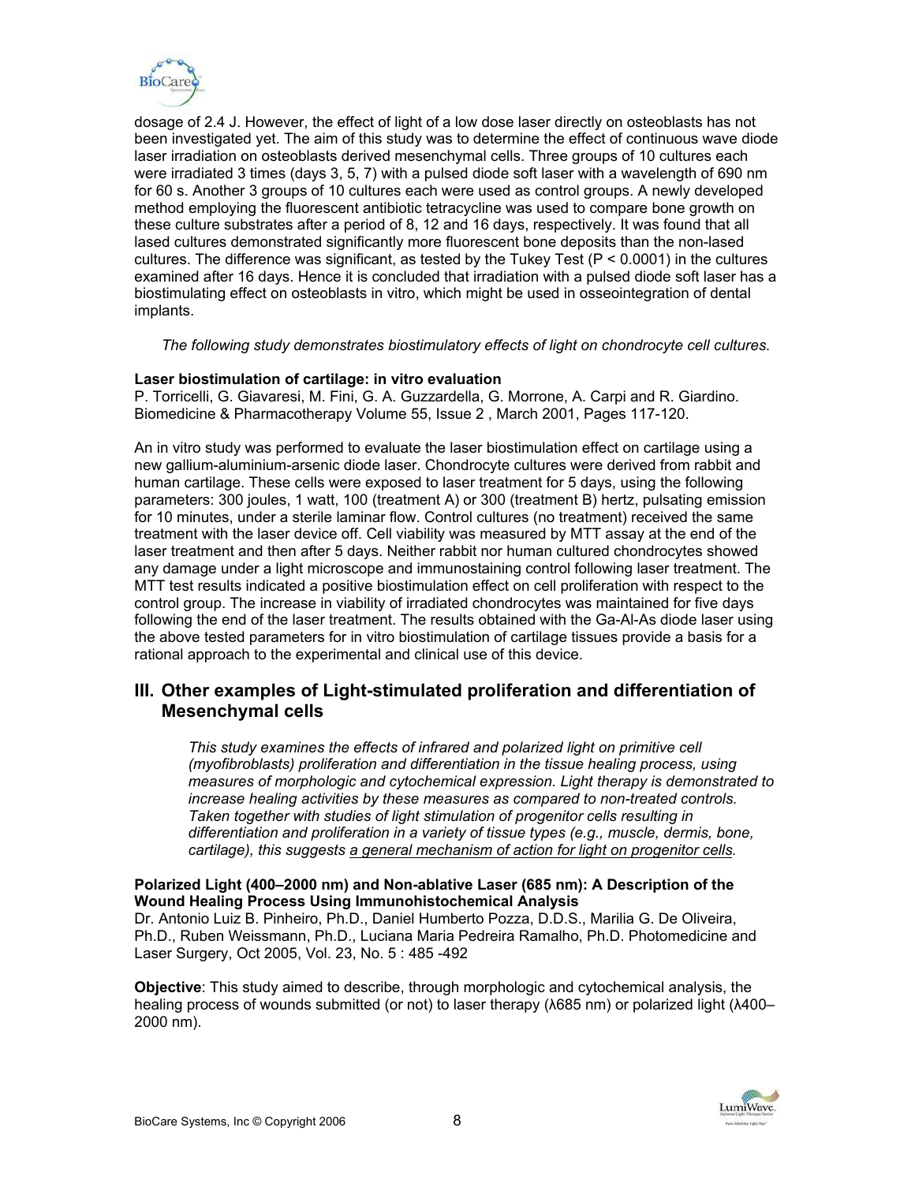dosage of 2.4 J. However, the effect of light of a low dose laser directly on osteoblasts has not been investigated yet. The aim of this study was to determine the effect of continuous wave diode laser irradiation on osteoblasts derived mesenchymal cells. Three groups of 10 cultures each were irradiated 3 times (days 3, 5, 7) with a pulsed diode soft laser with a wavelength of 690 nm for 60 s. Another 3 groups of 10 cultures each were used as control groups. A newly developed method employing the fluorescent antibiotic tetracycline was used to compare bone growth on these culture substrates after a period of 8, 12 and 16 days, respectively. It was found that all lased cultures demonstrated significantly more fluorescent bone deposits than the non-lased cultures. The difference was significant, as tested by the Tukey Test ($P < 0.0001$) in the cultures examined after 16 days. Hence it is concluded that irradiation with a pulsed diode soft laser has a biostimulating effect on osteoblasts in vitro, which might be used in osseointegration of dental implants.

*The following study demonstrates biostimulatory effects of light on chondrocyte cell cultures.*

**Laser biostimulation of cartilage: in vitro evaluation**
P. Torricelli, G. Giavaresi, M. Fini, G. A. Guzzardella, G. Morrone, A. Carpi and R. Giardino. Biomedicine & Pharmacotherapy Volume 55, Issue 2 , March 2001, Pages 117-120.

An in vitro study was performed to evaluate the laser biostimulation effect on cartilage using a new gallium-aluminium-arsenic diode laser. Chondrocyte cultures were derived from rabbit and human cartilage. These cells were exposed to laser treatment for 5 days, using the following parameters: 300 joules, 1 watt, 100 (treatment A) or 300 (treatment B) hertz, pulsating emission for 10 minutes, under a sterile laminar flow. Control cultures (no treatment) received the same treatment with the laser device off. Cell viability was measured by MTT assay at the end of the laser treatment and then after 5 days. Neither rabbit nor human cultured chondrocytes showed any damage under a light microscope and immunostaining control following laser treatment. The MTT test results indicated a positive biostimulation effect on cell proliferation with respect to the control group. The increase in viability of irradiated chondrocytes was maintained for five days following the end of the laser treatment. The results obtained with the Ga-Al-As diode laser using the above tested parameters for in vitro biostimulation of cartilage tissues provide a basis for a rational approach to the experimental and clinical use of this device.

## III. Other examples of Light-stimulated proliferation and differentiation of Mesenchymal cells

*This study examines the effects of infrared and polarized light on primitive cell (myofibroblasts) proliferation and differentiation in the tissue healing process, using measures of morphologic and cytochemical expression. Light therapy is demonstrated to increase healing activities by these measures as compared to non-treated controls. Taken together with studies of light stimulation of progenitor cells resulting in differentiation and proliferation in a variety of tissue types (e.g., muscle, dermis, bone, cartilage), this suggests a general mechanism of action for light on progenitor cells.*

**Polarized Light (400–2000 nm) and Non-ablative Laser (685 nm): A Description of the Wound Healing Process Using Immunohistochemical Analysis**
Dr. Antonio Luiz B. Pinheiro, Ph.D., Daniel Humberto Pozza, D.D.S., Marilia G. De Oliveira, Ph.D., Ruben Weissmann, Ph.D., Luciana Maria Pedreira Ramalho, Ph.D. Photomedicine and Laser Surgery, Oct 2005, Vol. 23, No. 5 : 485 -492

**Objective**: This study aimed to describe, through morphologic and cytochemical analysis, the healing process of wounds submitted (or not) to laser therapy (λ685 nm) or polarized light (λ400–2000 nm).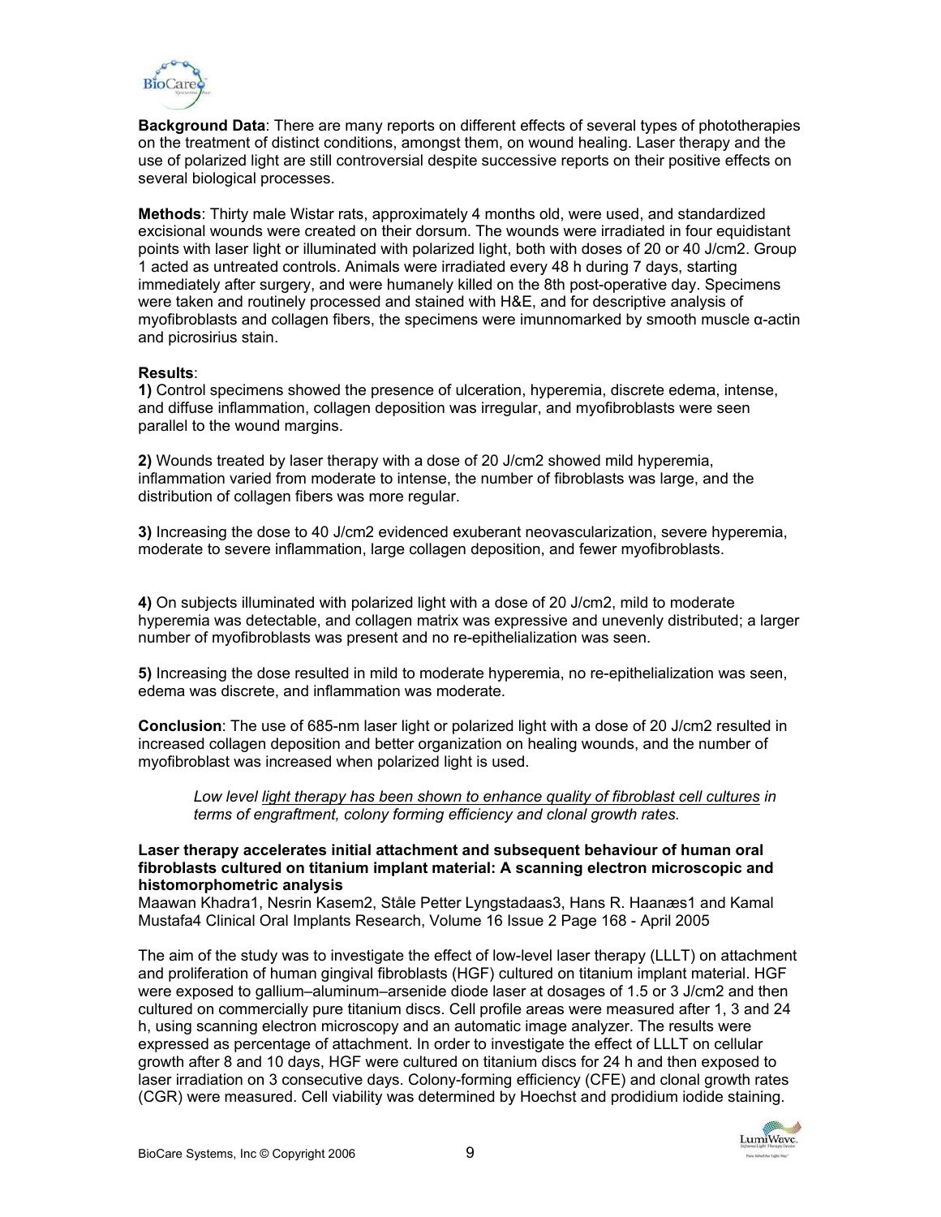**Background Data**: There are many reports on different effects of several types of phototherapies on the treatment of distinct conditions, amongst them, on wound healing. Laser therapy and the use of polarized light are still controversial despite successive reports on their positive effects on several biological processes.

**Methods**: Thirty male Wistar rats, approximately 4 months old, were used, and standardized excisional wounds were created on their dorsum. The wounds were irradiated in four equidistant points with laser light or illuminated with polarized light, both with doses of 20 or 40 J/cm2. Group 1 acted as untreated controls. Animals were irradiated every 48 h during 7 days, starting immediately after surgery, and were humanely killed on the 8th post-operative day. Specimens were taken and routinely processed and stained with H&E, and for descriptive analysis of myofibroblasts and collagen fibers, the specimens were imunnomarked by smooth muscle α-actin and picrosirius stain.

**Results**:

**1)** Control specimens showed the presence of ulceration, hyperemia, discrete edema, intense, and diffuse inflammation, collagen deposition was irregular, and myofibroblasts were seen parallel to the wound margins.

**2)** Wounds treated by laser therapy with a dose of 20 J/cm2 showed mild hyperemia, inflammation varied from moderate to intense, the number of fibroblasts was large, and the distribution of collagen fibers was more regular.

**3)** Increasing the dose to 40 J/cm2 evidenced exuberant neovascularization, severe hyperemia, moderate to severe inflammation, large collagen deposition, and fewer myofibroblasts.

**4)** On subjects illuminated with polarized light with a dose of 20 J/cm2, mild to moderate hyperemia was detectable, and collagen matrix was expressive and unevenly distributed; a larger number of myofibroblasts was present and no re-epithelialization was seen.

**5)** Increasing the dose resulted in mild to moderate hyperemia, no re-epithelialization was seen, edema was discrete, and inflammation was moderate.

**Conclusion**: The use of 685-nm laser light or polarized light with a dose of 20 J/cm2 resulted in increased collagen deposition and better organization on healing wounds, and the number of myofibroblast was increased when polarized light is used.

> *Low level light therapy has been shown to enhance quality of fibroblast cell cultures in terms of engraftment, colony forming efficiency and clonal growth rates.*

**Laser therapy accelerates initial attachment and subsequent behaviour of human oral fibroblasts cultured on titanium implant material: A scanning electron microscopic and histomorphometric analysis**

Maawan Khadra1, Nesrin Kasem2, Ståle Petter Lyngstadaas3, Hans R. Haanæs1 and Kamal Mustafa4 Clinical Oral Implants Research, Volume 16 Issue 2 Page 168 - April 2005

The aim of the study was to investigate the effect of low-level laser therapy (LLLT) on attachment and proliferation of human gingival fibroblasts (HGF) cultured on titanium implant material. HGF were exposed to gallium–aluminum–arsenide diode laser at dosages of 1.5 or 3 J/cm2 and then cultured on commercially pure titanium discs. Cell profile areas were measured after 1, 3 and 24 h, using scanning electron microscopy and an automatic image analyzer. The results were expressed as percentage of attachment. In order to investigate the effect of LLLT on cellular growth after 8 and 10 days, HGF were cultured on titanium discs for 24 h and then exposed to laser irradiation on 3 consecutive days. Colony-forming efficiency (CFE) and clonal growth rates (CGR) were measured. Cell viability was determined by Hoechst and prodidium iodide staining.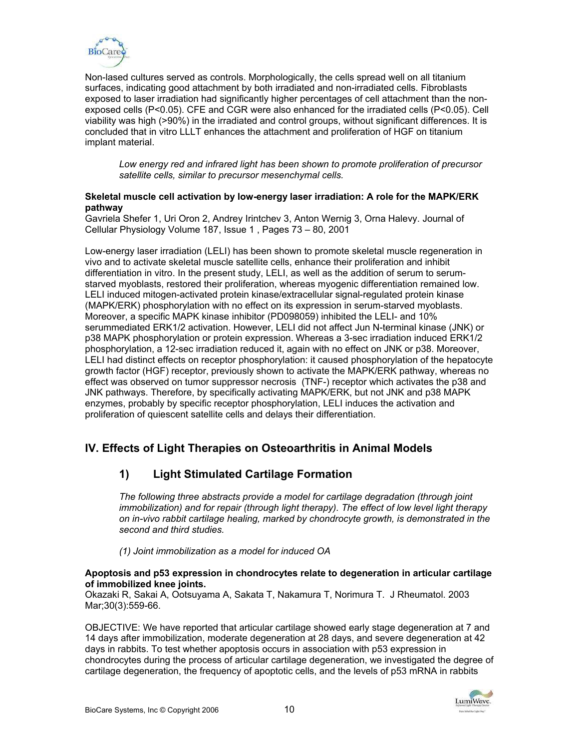Non-lased cultures served as controls. Morphologically, the cells spread well on all titanium surfaces, indicating good attachment by both irradiated and non-irradiated cells. Fibroblasts exposed to laser irradiation had significantly higher percentages of cell attachment than the non-exposed cells ($P<0.05$). CFE and CGR were also enhanced for the irradiated cells ($P<0.05$). Cell viability was high (>90%) in the irradiated and control groups, without significant differences. It is concluded that in vitro LLLT enhances the attachment and proliferation of HGF on titanium implant material.

*Low energy red and infrared light has been shown to promote proliferation of precursor satellite cells, similar to precursor mesenchymal cells.*

**Skeletal muscle cell activation by low-energy laser irradiation: A role for the MAPK/ERK pathway**
Gavriela Shefer 1, Uri Oron 2, Andrey Irintchev 3, Anton Wernig 3, Orna Halevy. Journal of Cellular Physiology Volume 187, Issue 1 , Pages 73 – 80, 2001

Low-energy laser irradiation (LELI) has been shown to promote skeletal muscle regeneration in vivo and to activate skeletal muscle satellite cells, enhance their proliferation and inhibit differentiation in vitro. In the present study, LELI, as well as the addition of serum to serum-starved myoblasts, restored their proliferation, whereas myogenic differentiation remained low. LELI induced mitogen-activated protein kinase/extracellular signal-regulated protein kinase (MAPK/ERK) phosphorylation with no effect on its expression in serum-starved myoblasts. Moreover, a specific MAPK kinase inhibitor (PD098059) inhibited the LELI- and 10% serummediated ERK1/2 activation. However, LELI did not affect Jun N-terminal kinase (JNK) or p38 MAPK phosphorylation or protein expression. Whereas a 3-sec irradiation induced ERK1/2 phosphorylation, a 12-sec irradiation reduced it, again with no effect on JNK or p38. Moreover, LELI had distinct effects on receptor phosphorylation: it caused phosphorylation of the hepatocyte growth factor (HGF) receptor, previously shown to activate the MAPK/ERK pathway, whereas no effect was observed on tumor suppressor necrosis (TNF-) receptor which activates the p38 and JNK pathways. Therefore, by specifically activating MAPK/ERK, but not JNK and p38 MAPK enzymes, probably by specific receptor phosphorylation, LELI induces the activation and proliferation of quiescent satellite cells and delays their differentiation.

## IV. Effects of Light Therapies on Osteoarthritis in Animal Models

### 1) Light Stimulated Cartilage Formation

*The following three abstracts provide a model for cartilage degradation (through joint immobilization) and for repair (through light therapy). The effect of low level light therapy on in-vivo rabbit cartilage healing, marked by chondrocyte growth, is demonstrated in the second and third studies.*

*(1) Joint immobilization as a model for induced OA*

**Apoptosis and p53 expression in chondrocytes relate to degeneration in articular cartilage of immobilized knee joints.**
Okazaki R, Sakai A, Ootsuyama A, Sakata T, Nakamura T, Norimura T. J Rheumatol. 2003 Mar;30(3):559-66.

OBJECTIVE: We have reported that articular cartilage showed early stage degeneration at 7 and 14 days after immobilization, moderate degeneration at 28 days, and severe degeneration at 42 days in rabbits. To test whether apoptosis occurs in association with p53 expression in chondrocytes during the process of articular cartilage degeneration, we investigated the degree of cartilage degeneration, the frequency of apoptotic cells, and the levels of p53 mRNA in rabbits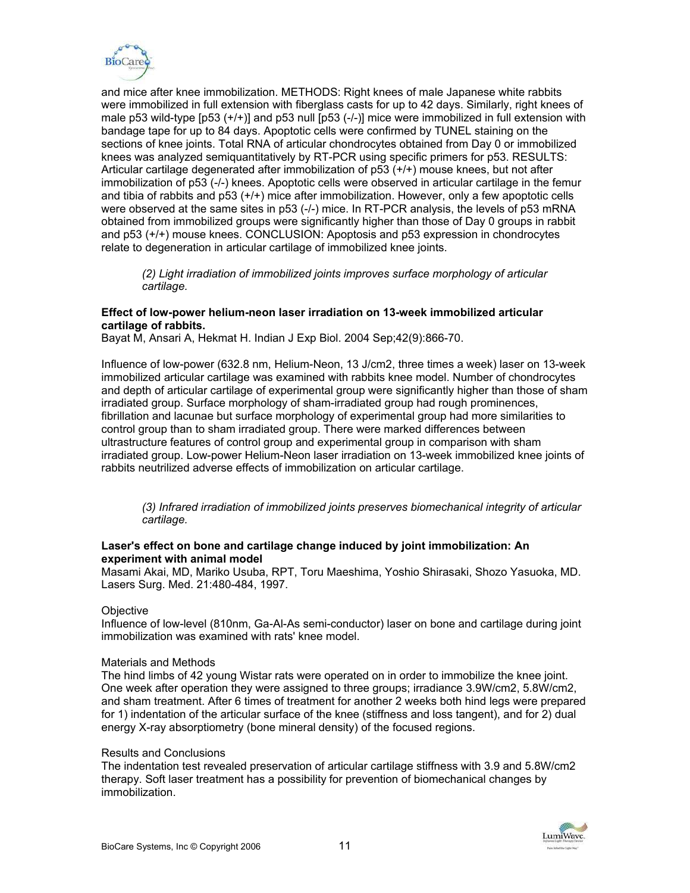and mice after knee immobilization. METHODS: Right knees of male Japanese white rabbits were immobilized in full extension with fiberglass casts for up to 42 days. Similarly, right knees of male p53 wild-type [p53 (+/+)] and p53 null [p53 (-/-)] mice were immobilized in full extension with bandage tape for up to 84 days. Apoptotic cells were confirmed by TUNEL staining on the sections of knee joints. Total RNA of articular chondrocytes obtained from Day 0 or immobilized knees was analyzed semiquantitatively by RT-PCR using specific primers for p53. RESULTS: Articular cartilage degenerated after immobilization of p53 (+/+) mouse knees, but not after immobilization of p53 (-/-) knees. Apoptotic cells were observed in articular cartilage in the femur and tibia of rabbits and p53 (+/+) mice after immobilization. However, only a few apoptotic cells were observed at the same sites in p53 (-/-) mice. In RT-PCR analysis, the levels of p53 mRNA obtained from immobilized groups were significantly higher than those of Day 0 groups in rabbit and p53 (+/+) mouse knees. CONCLUSION: Apoptosis and p53 expression in chondrocytes relate to degeneration in articular cartilage of immobilized knee joints.

*(2) Light irradiation of immobilized joints improves surface morphology of articular cartilage.*

**Effect of low-power helium-neon laser irradiation on 13-week immobilized articular cartilage of rabbits.**

Bayat M, Ansari A, Hekmat H. Indian J Exp Biol. 2004 Sep;42(9):866-70.

Influence of low-power (632.8 nm, Helium-Neon, 13 J/cm2, three times a week) laser on 13-week immobilized articular cartilage was examined with rabbits knee model. Number of chondrocytes and depth of articular cartilage of experimental group were significantly higher than those of sham irradiated group. Surface morphology of sham-irradiated group had rough prominences, fibrillation and lacunae but surface morphology of experimental group had more similarities to control group than to sham irradiated group. There were marked differences between ultrastructure features of control group and experimental group in comparison with sham irradiated group. Low-power Helium-Neon laser irradiation on 13-week immobilized knee joints of rabbits neutrilized adverse effects of immobilization on articular cartilage.

*(3) Infrared irradiation of immobilized joints preserves biomechanical integrity of articular cartilage.*

**Laser's effect on bone and cartilage change induced by joint immobilization: An experiment with animal model**

Masami Akai, MD, Mariko Usuba, RPT, Toru Maeshima, Yoshio Shirasaki, Shozo Yasuoka, MD. Lasers Surg. Med. 21:480-484, 1997.

Objective

Influence of low-level (810nm, Ga-Al-As semi-conductor) laser on bone and cartilage during joint immobilization was examined with rats' knee model.

Materials and Methods

The hind limbs of 42 young Wistar rats were operated on in order to immobilize the knee joint. One week after operation they were assigned to three groups; irradiance 3.9W/cm2, 5.8W/cm2, and sham treatment. After 6 times of treatment for another 2 weeks both hind legs were prepared for 1) indentation of the articular surface of the knee (stiffness and loss tangent), and for 2) dual energy X-ray absorptiometry (bone mineral density) of the focused regions.

Results and Conclusions

The indentation test revealed preservation of articular cartilage stiffness with 3.9 and 5.8W/cm2 therapy. Soft laser treatment has a possibility for prevention of biomechanical changes by immobilization.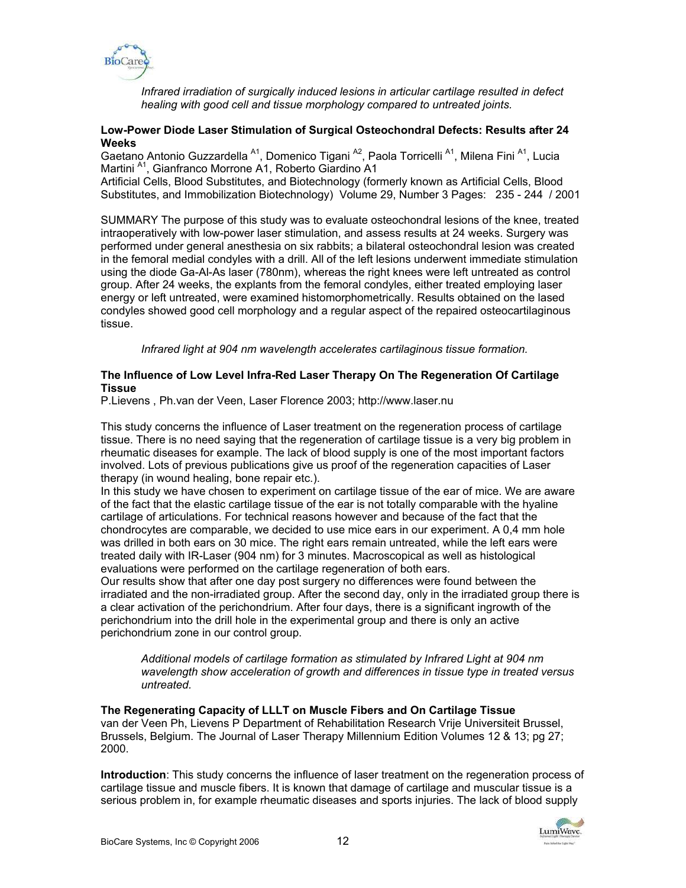*Infrared irradiation of surgically induced lesions in articular cartilage resulted in defect healing with good cell and tissue morphology compared to untreated joints.*

**Low-Power Diode Laser Stimulation of Surgical Osteochondral Defects: Results after 24 Weeks**

Gaetano Antonio Guzzardella [A1], Domenico Tigani [A2], Paola Torricelli [A1], Milena Fini [A1], Lucia Martini [A1], Gianfranco Morrone A1, Roberto Giardino A1

Artificial Cells, Blood Substitutes, and Biotechnology (formerly known as Artificial Cells, Blood Substitutes, and Immobilization Biotechnology) Volume 29, Number 3 Pages: 235 - 244 / 2001

SUMMARY The purpose of this study was to evaluate osteochondral lesions of the knee, treated intraoperatively with low-power laser stimulation, and assess results at 24 weeks. Surgery was performed under general anesthesia on six rabbits; a bilateral osteochondral lesion was created in the femoral medial condyles with a drill. All of the left lesions underwent immediate stimulation using the diode Ga-Al-As laser (780nm), whereas the right knees were left untreated as control group. After 24 weeks, the explants from the femoral condyles, either treated employing laser energy or left untreated, were examined histomorphometrically. Results obtained on the lased condyles showed good cell morphology and a regular aspect of the repaired osteocartilaginous tissue.

*Infrared light at 904 nm wavelength accelerates cartilaginous tissue formation.*

**The Influence of Low Level Infra-Red Laser Therapy On The Regeneration Of Cartilage Tissue**

P.Lievens , Ph.van der Veen, Laser Florence 2003; http://www.laser.nu

This study concerns the influence of Laser treatment on the regeneration process of cartilage tissue. There is no need saying that the regeneration of cartilage tissue is a very big problem in rheumatic diseases for example. The lack of blood supply is one of the most important factors involved. Lots of previous publications give us proof of the regeneration capacities of Laser therapy (in wound healing, bone repair etc.).

In this study we have chosen to experiment on cartilage tissue of the ear of mice. We are aware of the fact that the elastic cartilage tissue of the ear is not totally comparable with the hyaline cartilage of articulations. For technical reasons however and because of the fact that the chondrocytes are comparable, we decided to use mice ears in our experiment. A 0,4 mm hole was drilled in both ears on 30 mice. The right ears remain untreated, while the left ears were treated daily with IR-Laser (904 nm) for 3 minutes. Macroscopical as well as histological evaluations were performed on the cartilage regeneration of both ears.

Our results show that after one day post surgery no differences were found between the irradiated and the non-irradiated group. After the second day, only in the irradiated group there is a clear activation of the perichondrium. After four days, there is a significant ingrowth of the perichondrium into the drill hole in the experimental group and there is only an active perichondrium zone in our control group.

*Additional models of cartilage formation as stimulated by Infrared Light at 904 nm wavelength show acceleration of growth and differences in tissue type in treated versus untreated.*

**The Regenerating Capacity of LLLT on Muscle Fibers and On Cartilage Tissue**

van der Veen Ph, Lievens P Department of Rehabilitation Research Vrije Universiteit Brussel, Brussels, Belgium. The Journal of Laser Therapy Millennium Edition Volumes 12 & 13; pg 27; 2000.

**Introduction**: This study concerns the influence of laser treatment on the regeneration process of cartilage tissue and muscle fibers. It is known that damage of cartilage and muscular tissue is a serious problem in, for example rheumatic diseases and sports injuries. The lack of blood supply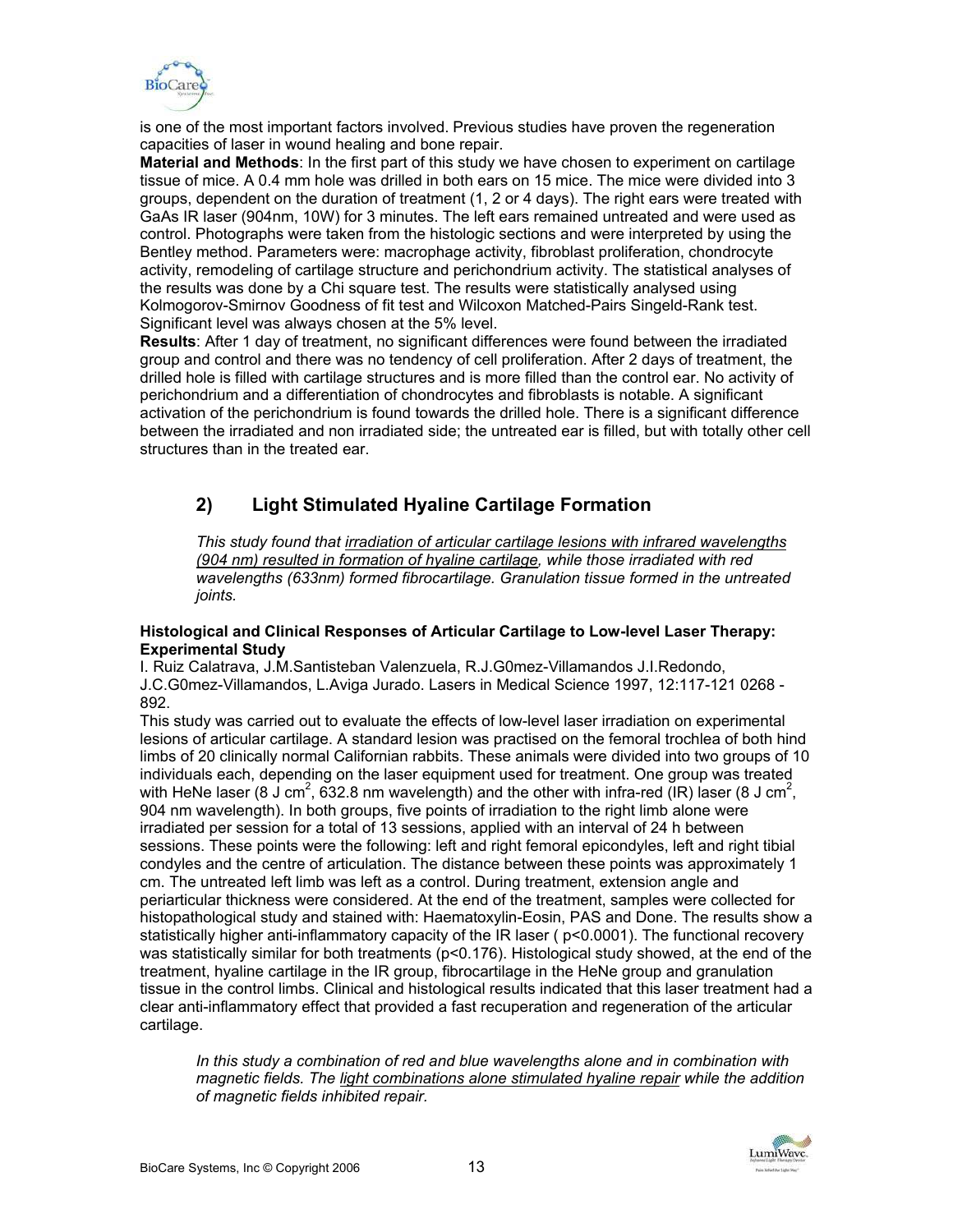is one of the most important factors involved. Previous studies have proven the regeneration capacities of laser in wound healing and bone repair.

**Material and Methods**: In the first part of this study we have chosen to experiment on cartilage tissue of mice. A 0.4 mm hole was drilled in both ears on 15 mice. The mice were divided into 3 groups, dependent on the duration of treatment (1, 2 or 4 days). The right ears were treated with GaAs IR laser (904nm, 10W) for 3 minutes. The left ears remained untreated and were used as control. Photographs were taken from the histologic sections and were interpreted by using the Bentley method. Parameters were: macrophage activity, fibroblast proliferation, chondrocyte activity, remodeling of cartilage structure and perichondrium activity. The statistical analyses of the results was done by a Chi square test. The results were statistically analysed using Kolmogorov-Smirnov Goodness of fit test and Wilcoxon Matched-Pairs Singeld-Rank test. Significant level was always chosen at the 5% level.

**Results**: After 1 day of treatment, no significant differences were found between the irradiated group and control and there was no tendency of cell proliferation. After 2 days of treatment, the drilled hole is filled with cartilage structures and is more filled than the control ear. No activity of perichondrium and a differentiation of chondrocytes and fibroblasts is notable. A significant activation of the perichondrium is found towards the drilled hole. There is a significant difference between the irradiated and non irradiated side; the untreated ear is filled, but with totally other cell structures than in the treated ear.

## 2) Light Stimulated Hyaline Cartilage Formation

*This study found that irradiation of articular cartilage lesions with infrared wavelengths (904 nm) resulted in formation of hyaline cartilage, while those irradiated with red wavelengths (633nm) formed fibrocartilage. Granulation tissue formed in the untreated joints.*

**Histological and Clinical Responses of Articular Cartilage to Low-level Laser Therapy: Experimental Study**

I. Ruiz Calatrava, J.M.Santisteban Valenzuela, R.J.G0mez-Villamandos J.I.Redondo, J.C.G0mez-Villamandos, L.Aviga Jurado. Lasers in Medical Science 1997, 12:117-121 0268 - 892.

This study was carried out to evaluate the effects of low-level laser irradiation on experimental lesions of articular cartilage. A standard lesion was practised on the femoral trochlea of both hind limbs of 20 clinically normal Californian rabbits. These animals were divided into two groups of 10 individuals each, depending on the laser equipment used for treatment. One group was treated with HeNe laser (8 J $cm^2$, 632.8 nm wavelength) and the other with infra-red (IR) laser (8 J $cm^2$, 904 nm wavelength). In both groups, five points of irradiation to the right limb alone were irradiated per session for a total of 13 sessions, applied with an interval of 24 h between sessions. These points were the following: left and right femoral epicondyles, left and right tibial condyles and the centre of articulation. The distance between these points was approximately 1 cm. The untreated left limb was left as a control. During treatment, extension angle and periarticular thickness were considered. At the end of the treatment, samples were collected for histopathological study and stained with: Haematoxylin-Eosin, PAS and Done. The results show a statistically higher anti-inflammatory capacity of the IR laser ( $p<0.0001$). The functional recovery was statistically similar for both treatments ($p<0.176$). Histological study showed, at the end of the treatment, hyaline cartilage in the IR group, fibrocartilage in the HeNe group and granulation tissue in the control limbs. Clinical and histological results indicated that this laser treatment had a clear anti-inflammatory effect that provided a fast recuperation and regeneration of the articular cartilage.

*In this study a combination of red and blue wavelengths alone and in combination with magnetic fields. The light combinations alone stimulated hyaline repair while the addition of magnetic fields inhibited repair.*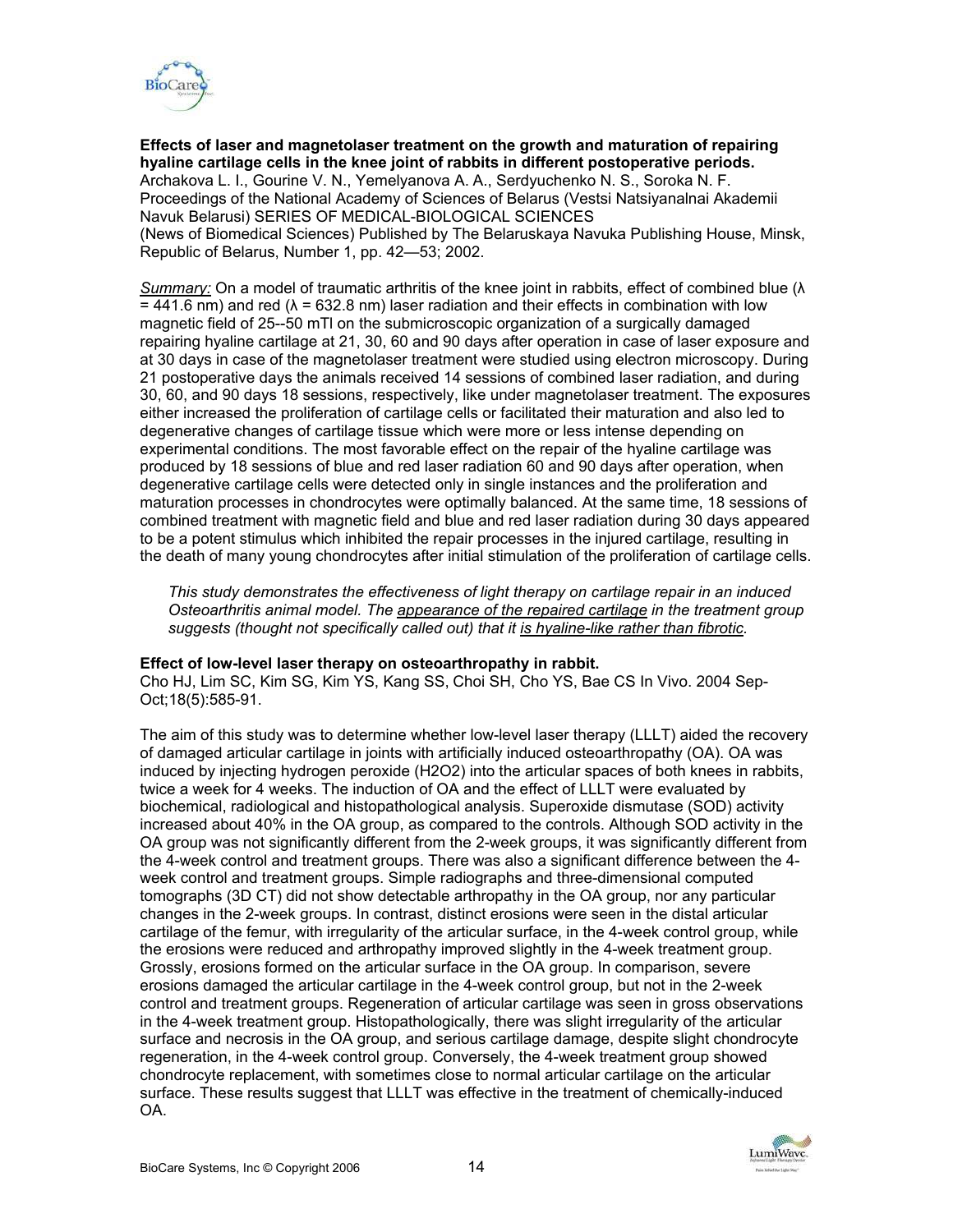**Effects of laser and magnetolaser treatment on the growth and maturation of repairing hyaline cartilage cells in the knee joint of rabbits in different postoperative periods.**
Archakova L. I., Gourine V. N., Yemelyanova A. A., Serdyuchenko N. S., Soroka N. F.
Proceedings of the National Academy of Sciences of Belarus (Vestsi Natsiyanalnai Akademii Navuk Belarusi) SERIES OF MEDICAL-BIOLOGICAL SCIENCES
(News of Biomedical Sciences) Published by The Belaruskaya Navuka Publishing House, Minsk, Republic of Belarus, Number 1, pp. 42—53; 2002.

_Summary:_ On a model of traumatic arthritis of the knee joint in rabbits, effect of combined blue ($\lambda$ = 441.6 nm) and red ($\lambda$ = 632.8 nm) laser radiation and their effects in combination with low magnetic field of 25--50 mTl on the submicroscopic organization of a surgically damaged repairing hyaline cartilage at 21, 30, 60 and 90 days after operation in case of laser exposure and at 30 days in case of the magnetolaser treatment were studied using electron microscopy. During 21 postoperative days the animals received 14 sessions of combined laser radiation, and during 30, 60, and 90 days 18 sessions, respectively, like under magnetolaser treatment. The exposures either increased the proliferation of cartilage cells or facilitated their maturation and also led to degenerative changes of cartilage tissue which were more or less intense depending on experimental conditions. The most favorable effect on the repair of the hyaline cartilage was produced by 18 sessions of blue and red laser radiation 60 and 90 days after operation, when degenerative cartilage cells were detected only in single instances and the proliferation and maturation processes in chondrocytes were optimally balanced. At the same time, 18 sessions of combined treatment with magnetic field and blue and red laser radiation during 30 days appeared to be a potent stimulus which inhibited the repair processes in the injured cartilage, resulting in the death of many young chondrocytes after initial stimulation of the proliferation of cartilage cells.

> *This study demonstrates the effectiveness of light therapy on cartilage repair in an induced Osteoarthritis animal model. The appearance of the repaired cartilage in the treatment group suggests (thought not specifically called out) that it is hyaline-like rather than fibrotic.*

**Effect of low-level laser therapy on osteoarthropathy in rabbit.**
Cho HJ, Lim SC, Kim SG, Kim YS, Kang SS, Choi SH, Cho YS, Bae CS In Vivo. 2004 Sep-Oct;18(5):585-91.

The aim of this study was to determine whether low-level laser therapy (LLLT) aided the recovery of damaged articular cartilage in joints with artificially induced osteoarthropathy (OA). OA was induced by injecting hydrogen peroxide ($H_2O_2$) into the articular spaces of both knees in rabbits, twice a week for 4 weeks. The induction of OA and the effect of LLLT were evaluated by biochemical, radiological and histopathological analysis. Superoxide dismutase (SOD) activity increased about 40% in the OA group, as compared to the controls. Although SOD activity in the OA group was not significantly different from the 2-week groups, it was significantly different from the 4-week control and treatment groups. There was also a significant difference between the 4-week control and treatment groups. Simple radiographs and three-dimensional computed tomographs (3D CT) did not show detectable arthropathy in the OA group, nor any particular changes in the 2-week groups. In contrast, distinct erosions were seen in the distal articular cartilage of the femur, with irregularity of the articular surface, in the 4-week control group, while the erosions were reduced and arthropathy improved slightly in the 4-week treatment group. Grossly, erosions formed on the articular surface in the OA group. In comparison, severe erosions damaged the articular cartilage in the 4-week control group, but not in the 2-week control and treatment groups. Regeneration of articular cartilage was seen in gross observations in the 4-week treatment group. Histopathologically, there was slight irregularity of the articular surface and necrosis in the OA group, and serious cartilage damage, despite slight chondrocyte regeneration, in the 4-week control group. Conversely, the 4-week treatment group showed chondrocyte replacement, with sometimes close to normal articular cartilage on the articular surface. These results suggest that LLLT was effective in the treatment of chemically-induced OA.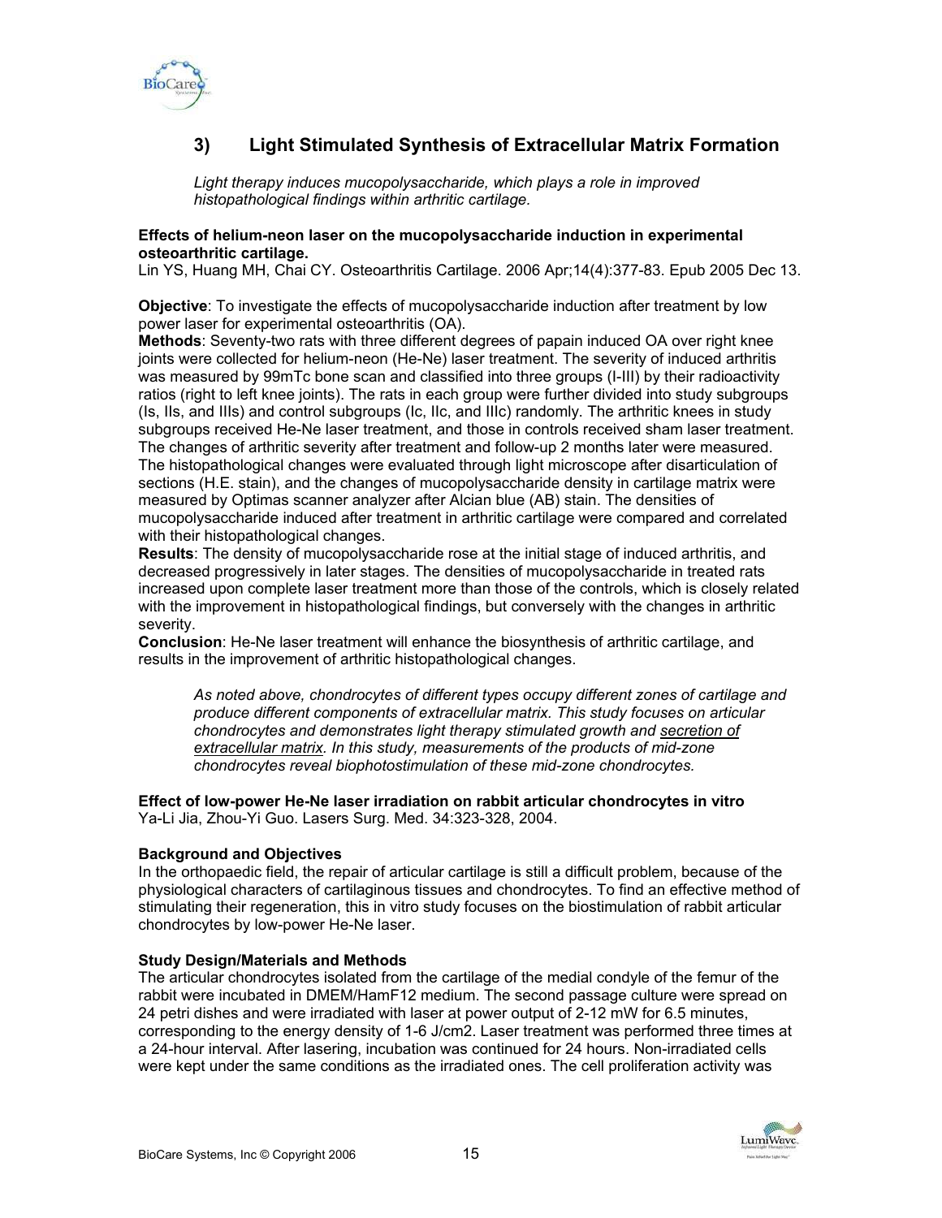## 3) Light Stimulated Synthesis of Extracellular Matrix Formation

*Light therapy induces mucopolysaccharide, which plays a role in improved histopathological findings within arthritic cartilage.*

**Effects of helium-neon laser on the mucopolysaccharide induction in experimental osteoarthritic cartilage.**
Lin YS, Huang MH, Chai CY. Osteoarthritis Cartilage. 2006 Apr;14(4):377-83. Epub 2005 Dec 13.

**Objective**: To investigate the effects of mucopolysaccharide induction after treatment by low power laser for experimental osteoarthritis (OA).
**Methods**: Seventy-two rats with three different degrees of papain induced OA over right knee joints were collected for helium-neon (He-Ne) laser treatment. The severity of induced arthritis was measured by 99mTc bone scan and classified into three groups (I-III) by their radioactivity ratios (right to left knee joints). The rats in each group were further divided into study subgroups (Is, IIs, and IIIs) and control subgroups (Ic, IIc, and IIIc) randomly. The arthritic knees in study subgroups received He-Ne laser treatment, and those in controls received sham laser treatment. The changes of arthritic severity after treatment and follow-up 2 months later were measured. The histopathological changes were evaluated through light microscope after disarticulation of sections (H.E. stain), and the changes of mucopolysaccharide density in cartilage matrix were measured by Optimas scanner analyzer after Alcian blue (AB) stain. The densities of mucopolysaccharide induced after treatment in arthritic cartilage were compared and correlated with their histopathological changes.
**Results**: The density of mucopolysaccharide rose at the initial stage of induced arthritis, and decreased progressively in later stages. The densities of mucopolysaccharide in treated rats increased upon complete laser treatment more than those of the controls, which is closely related with the improvement in histopathological findings, but conversely with the changes in arthritic severity.
**Conclusion**: He-Ne laser treatment will enhance the biosynthesis of arthritic cartilage, and results in the improvement of arthritic histopathological changes.

*As noted above, chondrocytes of different types occupy different zones of cartilage and produce different components of extracellular matrix. This study focuses on articular chondrocytes and demonstrates light therapy stimulated growth and secretion of extracellular matrix. In this study, measurements of the products of mid-zone chondrocytes reveal biophotostimulation of these mid-zone chondrocytes.*

**Effect of low-power He-Ne laser irradiation on rabbit articular chondrocytes in vitro**
Ya-Li Jia, Zhou-Yi Guo. Lasers Surg. Med. 34:323-328, 2004.

**Background and Objectives**
In the orthopaedic field, the repair of articular cartilage is still a difficult problem, because of the physiological characters of cartilaginous tissues and chondrocytes. To find an effective method of stimulating their regeneration, this in vitro study focuses on the biostimulation of rabbit articular chondrocytes by low-power He-Ne laser.

**Study Design/Materials and Methods**
The articular chondrocytes isolated from the cartilage of the medial condyle of the femur of the rabbit were incubated in DMEM/HamF12 medium. The second passage culture were spread on 24 petri dishes and were irradiated with laser at power output of 2-12 mW for 6.5 minutes, corresponding to the energy density of 1-6 J/cm2. Laser treatment was performed three times at a 24-hour interval. After lasering, incubation was continued for 24 hours. Non-irradiated cells were kept under the same conditions as the irradiated ones. The cell proliferation activity was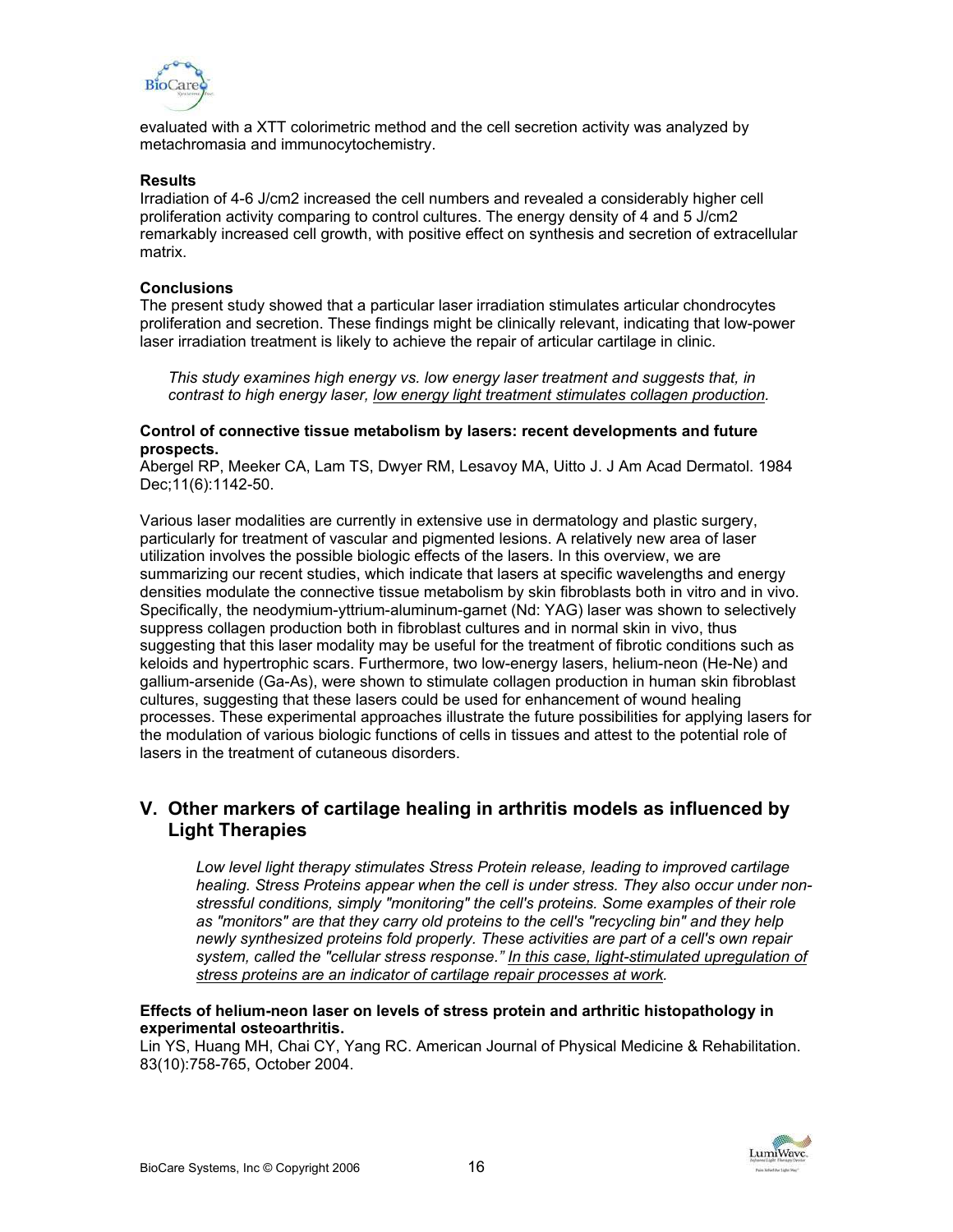evaluated with a XTT colorimetric method and the cell secretion activity was analyzed by metachromasia and immunocytochemistry.

**Results**

Irradiation of 4-6 J/cm2 increased the cell numbers and revealed a considerably higher cell proliferation activity comparing to control cultures. The energy density of 4 and 5 J/cm2 remarkably increased cell growth, with positive effect on synthesis and secretion of extracellular matrix.

**Conclusions**

The present study showed that a particular laser irradiation stimulates articular chondrocytes proliferation and secretion. These findings might be clinically relevant, indicating that low-power laser irradiation treatment is likely to achieve the repair of articular cartilage in clinic.

> *This study examines high energy vs. low energy laser treatment and suggests that, in contrast to high energy laser, <u>low energy light treatment stimulates collagen production</u>.*

**Control of connective tissue metabolism by lasers: recent developments and future prospects.**

Abergel RP, Meeker CA, Lam TS, Dwyer RM, Lesavoy MA, Uitto J. J Am Acad Dermatol. 1984 Dec;11(6):1142-50.

Various laser modalities are currently in extensive use in dermatology and plastic surgery, particularly for treatment of vascular and pigmented lesions. A relatively new area of laser utilization involves the possible biologic effects of the lasers. In this overview, we are summarizing our recent studies, which indicate that lasers at specific wavelengths and energy densities modulate the connective tissue metabolism by skin fibroblasts both in vitro and in vivo. Specifically, the neodymium-yttrium-aluminum-garnet (Nd: YAG) laser was shown to selectively suppress collagen production both in fibroblast cultures and in normal skin in vivo, thus suggesting that this laser modality may be useful for the treatment of fibrotic conditions such as keloids and hypertrophic scars. Furthermore, two low-energy lasers, helium-neon (He-Ne) and gallium-arsenide (Ga-As), were shown to stimulate collagen production in human skin fibroblast cultures, suggesting that these lasers could be used for enhancement of wound healing processes. These experimental approaches illustrate the future possibilities for applying lasers for the modulation of various biologic functions of cells in tissues and attest to the potential role of lasers in the treatment of cutaneous disorders.

## V. Other markers of cartilage healing in arthritis models as influenced by Light Therapies

> *Low level light therapy stimulates Stress Protein release, leading to improved cartilage healing. Stress Proteins appear when the cell is under stress. They also occur under non-stressful conditions, simply "monitoring" the cell's proteins. Some examples of their role as "monitors" are that they carry old proteins to the cell's "recycling bin" and they help newly synthesized proteins fold properly. These activities are part of a cell's own repair system, called the "cellular stress response." <u>In this case, light-stimulated upregulation of stress proteins are an indicator of cartilage repair processes at work</u>.*

**Effects of helium-neon laser on levels of stress protein and arthritic histopathology in experimental osteoarthritis.**

Lin YS, Huang MH, Chai CY, Yang RC. American Journal of Physical Medicine & Rehabilitation. 83(10):758-765, October 2004.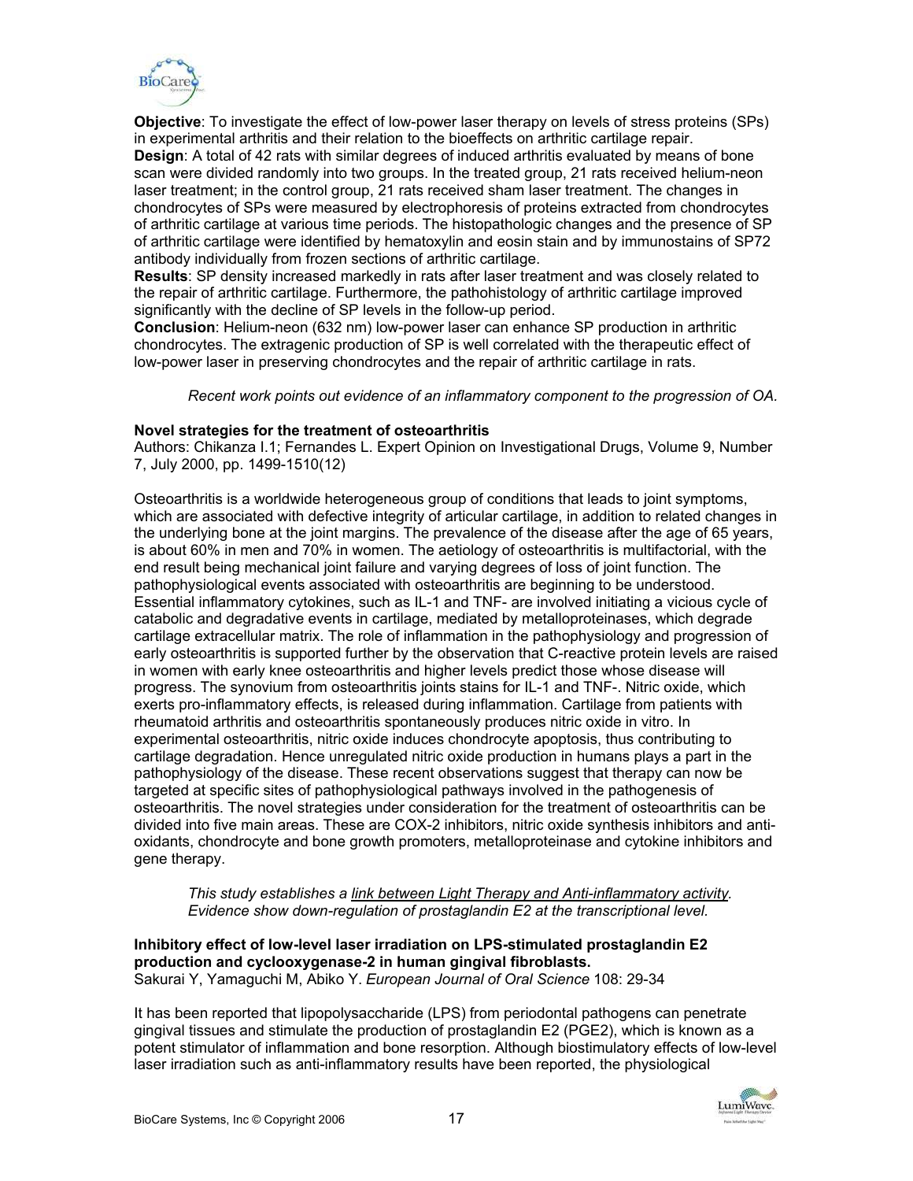**Objective**: To investigate the effect of low-power laser therapy on levels of stress proteins (SPs) in experimental arthritis and their relation to the bioeffects on arthritic cartilage repair.
**Design**: A total of 42 rats with similar degrees of induced arthritis evaluated by means of bone scan were divided randomly into two groups. In the treated group, 21 rats received helium-neon laser treatment; in the control group, 21 rats received sham laser treatment. The changes in chondrocytes of SPs were measured by electrophoresis of proteins extracted from chondrocytes of arthritic cartilage at various time periods. The histopathologic changes and the presence of SP of arthritic cartilage were identified by hematoxylin and eosin stain and by immunostains of SP72 antibody individually from frozen sections of arthritic cartilage.
**Results**: SP density increased markedly in rats after laser treatment and was closely related to the repair of arthritic cartilage. Furthermore, the pathohistology of arthritic cartilage improved significantly with the decline of SP levels in the follow-up period.
**Conclusion**: Helium-neon (632 nm) low-power laser can enhance SP production in arthritic chondrocytes. The extragenic production of SP is well correlated with the therapeutic effect of low-power laser in preserving chondrocytes and the repair of arthritic cartilage in rats.

*Recent work points out evidence of an inflammatory component to the progression of OA.*

**Novel strategies for the treatment of osteoarthritis**
Authors: Chikanza I.1; Fernandes L. Expert Opinion on Investigational Drugs, Volume 9, Number 7, July 2000, pp. 1499-1510(12)

Osteoarthritis is a worldwide heterogeneous group of conditions that leads to joint symptoms, which are associated with defective integrity of articular cartilage, in addition to related changes in the underlying bone at the joint margins. The prevalence of the disease after the age of 65 years, is about 60% in men and 70% in women. The aetiology of osteoarthritis is multifactorial, with the end result being mechanical joint failure and varying degrees of loss of joint function. The pathophysiological events associated with osteoarthritis are beginning to be understood. Essential inflammatory cytokines, such as IL-1 and TNF- are involved initiating a vicious cycle of catabolic and degradative events in cartilage, mediated by metalloproteinases, which degrade cartilage extracellular matrix. The role of inflammation in the pathophysiology and progression of early osteoarthritis is supported further by the observation that C-reactive protein levels are raised in women with early knee osteoarthritis and higher levels predict those whose disease will progress. The synovium from osteoarthritis joints stains for IL-1 and TNF-. Nitric oxide, which exerts pro-inflammatory effects, is released during inflammation. Cartilage from patients with rheumatoid arthritis and osteoarthritis spontaneously produces nitric oxide in vitro. In experimental osteoarthritis, nitric oxide induces chondrocyte apoptosis, thus contributing to cartilage degradation. Hence unregulated nitric oxide production in humans plays a part in the pathophysiology of the disease. These recent observations suggest that therapy can now be targeted at specific sites of pathophysiological pathways involved in the pathogenesis of osteoarthritis. The novel strategies under consideration for the treatment of osteoarthritis can be divided into five main areas. These are COX-2 inhibitors, nitric oxide synthesis inhibitors and anti-oxidants, chondrocyte and bone growth promoters, metalloproteinase and cytokine inhibitors and gene therapy.

*This study establishes a link between Light Therapy and Anti-inflammatory activity. Evidence show down-regulation of prostaglandin E2 at the transcriptional level.*

**Inhibitory effect of low-level laser irradiation on LPS-stimulated prostaglandin E2 production and cyclooxygenase-2 in human gingival fibroblasts.**
Sakurai Y, Yamaguchi M, Abiko Y. *European Journal of Oral Science* 108: 29-34

It has been reported that lipopolysaccharide (LPS) from periodontal pathogens can penetrate gingival tissues and stimulate the production of prostaglandin E2 (PGE2), which is known as a potent stimulator of inflammation and bone resorption. Although biostimulatory effects of low-level laser irradiation such as anti-inflammatory results have been reported, the physiological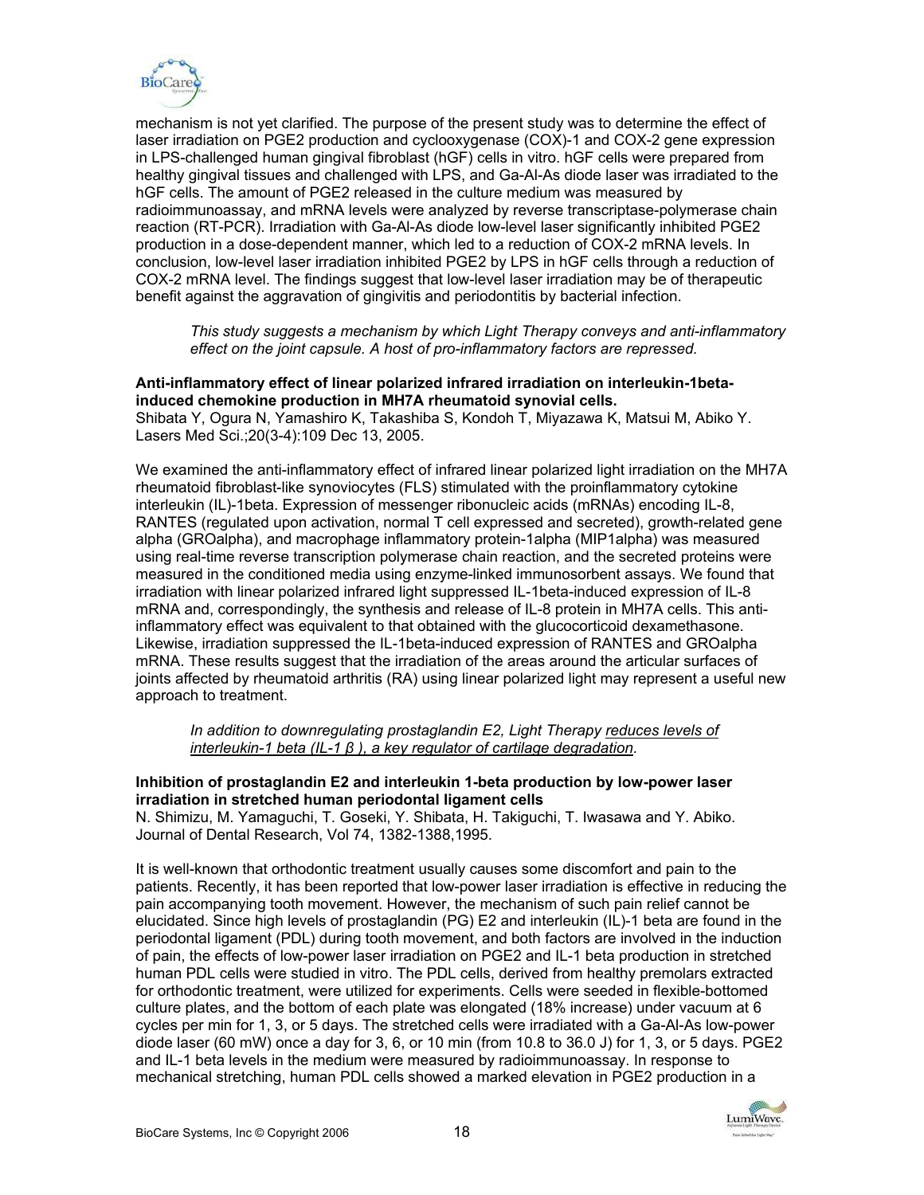mechanism is not yet clarified. The purpose of the present study was to determine the effect of laser irradiation on PGE2 production and cyclooxygenase (COX)-1 and COX-2 gene expression in LPS-challenged human gingival fibroblast (hGF) cells in vitro. hGF cells were prepared from healthy gingival tissues and challenged with LPS, and Ga-Al-As diode laser was irradiated to the hGF cells. The amount of PGE2 released in the culture medium was measured by radioimmunoassay, and mRNA levels were analyzed by reverse transcriptase-polymerase chain reaction (RT-PCR). Irradiation with Ga-Al-As diode low-level laser significantly inhibited PGE2 production in a dose-dependent manner, which led to a reduction of COX-2 mRNA levels. In conclusion, low-level laser irradiation inhibited PGE2 by LPS in hGF cells through a reduction of COX-2 mRNA level. The findings suggest that low-level laser irradiation may be of therapeutic benefit against the aggravation of gingivitis and periodontitis by bacterial infection.

> *This study suggests a mechanism by which Light Therapy conveys and anti-inflammatory effect on the joint capsule. A host of pro-inflammatory factors are repressed.*

**Anti-inflammatory effect of linear polarized infrared irradiation on interleukin-1beta-induced chemokine production in MH7A rheumatoid synovial cells.**
Shibata Y, Ogura N, Yamashiro K, Takashiba S, Kondoh T, Miyazawa K, Matsui M, Abiko Y. Lasers Med Sci.;20(3-4):109 Dec 13, 2005.

We examined the anti-inflammatory effect of infrared linear polarized light irradiation on the MH7A rheumatoid fibroblast-like synoviocytes (FLS) stimulated with the proinflammatory cytokine interleukin (IL)-1beta. Expression of messenger ribonucleic acids (mRNAs) encoding IL-8, RANTES (regulated upon activation, normal T cell expressed and secreted), growth-related gene alpha (GROalpha), and macrophage inflammatory protein-1alpha (MIP1alpha) was measured using real-time reverse transcription polymerase chain reaction, and the secreted proteins were measured in the conditioned media using enzyme-linked immunosorbent assays. We found that irradiation with linear polarized infrared light suppressed IL-1beta-induced expression of IL-8 mRNA and, correspondingly, the synthesis and release of IL-8 protein in MH7A cells. This anti-inflammatory effect was equivalent to that obtained with the glucocorticoid dexamethasone. Likewise, irradiation suppressed the IL-1beta-induced expression of RANTES and GROalpha mRNA. These results suggest that the irradiation of the areas around the articular surfaces of joints affected by rheumatoid arthritis (RA) using linear polarized light may represent a useful new approach to treatment.

> *In addition to downregulating prostaglandin E2, Light Therapy reduces levels of interleukin-1 beta (IL-1 β ), a key regulator of cartilage degradation.*

**Inhibition of prostaglandin E2 and interleukin 1-beta production by low-power laser irradiation in stretched human periodontal ligament cells**
N. Shimizu, M. Yamaguchi, T. Goseki, Y. Shibata, H. Takiguchi, T. Iwasawa and Y. Abiko. Journal of Dental Research, Vol 74, 1382-1388,1995.

It is well-known that orthodontic treatment usually causes some discomfort and pain to the patients. Recently, it has been reported that low-power laser irradiation is effective in reducing the pain accompanying tooth movement. However, the mechanism of such pain relief cannot be elucidated. Since high levels of prostaglandin (PG) E2 and interleukin (IL)-1 beta are found in the periodontal ligament (PDL) during tooth movement, and both factors are involved in the induction of pain, the effects of low-power laser irradiation on PGE2 and IL-1 beta production in stretched human PDL cells were studied in vitro. The PDL cells, derived from healthy premolars extracted for orthodontic treatment, were utilized for experiments. Cells were seeded in flexible-bottomed culture plates, and the bottom of each plate was elongated (18% increase) under vacuum at 6 cycles per min for 1, 3, or 5 days. The stretched cells were irradiated with a Ga-Al-As low-power diode laser (60 mW) once a day for 3, 6, or 10 min (from 10.8 to 36.0 J) for 1, 3, or 5 days. PGE2 and IL-1 beta levels in the medium were measured by radioimmunoassay. In response to mechanical stretching, human PDL cells showed a marked elevation in PGE2 production in a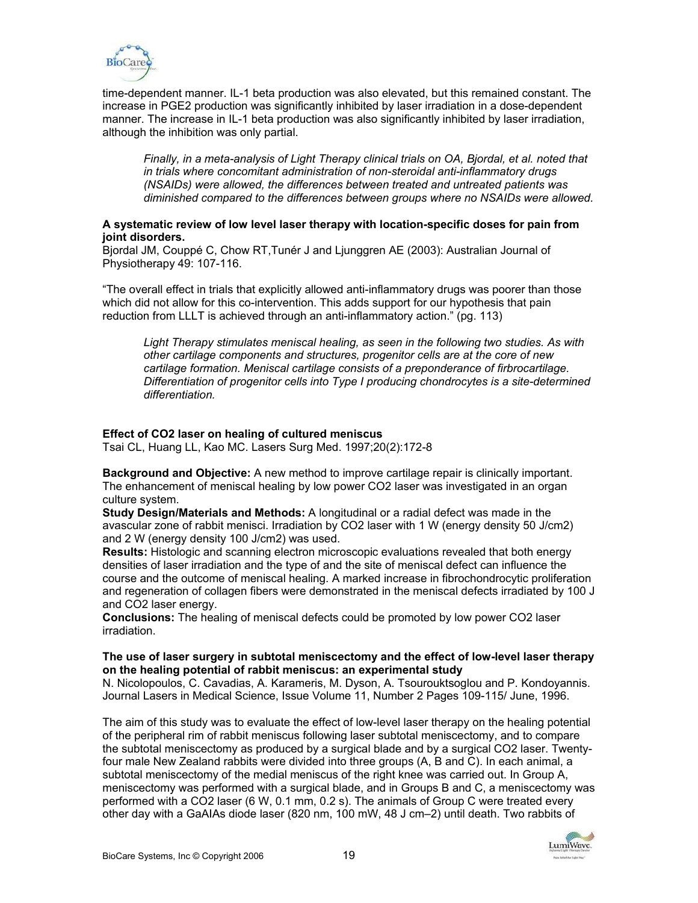time-dependent manner. IL-1 beta production was also elevated, but this remained constant. The increase in PGE2 production was significantly inhibited by laser irradiation in a dose-dependent manner. The increase in IL-1 beta production was also significantly inhibited by laser irradiation, although the inhibition was only partial.

*Finally, in a meta-analysis of Light Therapy clinical trials on OA, Bjordal, et al. noted that in trials where concomitant administration of non-steroidal anti-inflammatory drugs (NSAIDs) were allowed, the differences between treated and untreated patients was diminished compared to the differences between groups where no NSAIDs were allowed.*

**A systematic review of low level laser therapy with location-specific doses for pain from joint disorders.**
Bjordal JM, Couppé C, Chow RT,Tunér J and Ljunggren AE (2003): Australian Journal of Physiotherapy 49: 107-116.

"The overall effect in trials that explicitly allowed anti-inflammatory drugs was poorer than those which did not allow for this co-intervention. This adds support for our hypothesis that pain reduction from LLLT is achieved through an anti-inflammatory action." (pg. 113)

*Light Therapy stimulates meniscal healing, as seen in the following two studies. As with other cartilage components and structures, progenitor cells are at the core of new cartilage formation. Meniscal cartilage consists of a preponderance of firbrocartilage. Differentiation of progenitor cells into Type I producing chondrocytes is a site-determined differentiation.*

**Effect of CO2 laser on healing of cultured meniscus**
Tsai CL, Huang LL, Kao MC. Lasers Surg Med. 1997;20(2):172-8

**Background and Objective:** A new method to improve cartilage repair is clinically important. The enhancement of meniscal healing by low power $CO_2$ laser was investigated in an organ culture system.
**Study Design/Materials and Methods:** A longitudinal or a radial defect was made in the avascular zone of rabbit menisci. Irradiation by $CO_2$ laser with 1 W (energy density 50 J/cm2) and 2 W (energy density 100 J/cm2) was used.
**Results:** Histologic and scanning electron microscopic evaluations revealed that both energy densities of laser irradiation and the type of and the site of meniscal defect can influence the course and the outcome of meniscal healing. A marked increase in fibrochondrocytic proliferation and regeneration of collagen fibers were demonstrated in the meniscal defects irradiated by 100 J and $CO_2$ laser energy.
**Conclusions:** The healing of meniscal defects could be promoted by low power $CO_2$ laser irradiation.

**The use of laser surgery in subtotal meniscectomy and the effect of low-level laser therapy on the healing potential of rabbit meniscus: an experimental study**
N. Nicolopoulos, C. Cavadias, A. Karameris, M. Dyson, A. Tsourouktsoglou and P. Kondoyannis. Journal Lasers in Medical Science, Issue Volume 11, Number 2 Pages 109-115/ June, 1996.

The aim of this study was to evaluate the effect of low-level laser therapy on the healing potential of the peripheral rim of rabbit meniscus following laser subtotal meniscectomy, and to compare the subtotal meniscectomy as produced by a surgical blade and by a surgical $CO_2$ laser. Twenty-four male New Zealand rabbits were divided into three groups (A, B and C). In each animal, a subtotal meniscectomy of the medial meniscus of the right knee was carried out. In Group A, meniscectomy was performed with a surgical blade, and in Groups B and C, a meniscectomy was performed with a $CO_2$ laser (6 W, 0.1 mm, 0.2 s). The animals of Group C were treated every other day with a GaAlAs diode laser (820 nm, 100 mW, 48 J cm–2) until death. Two rabbits of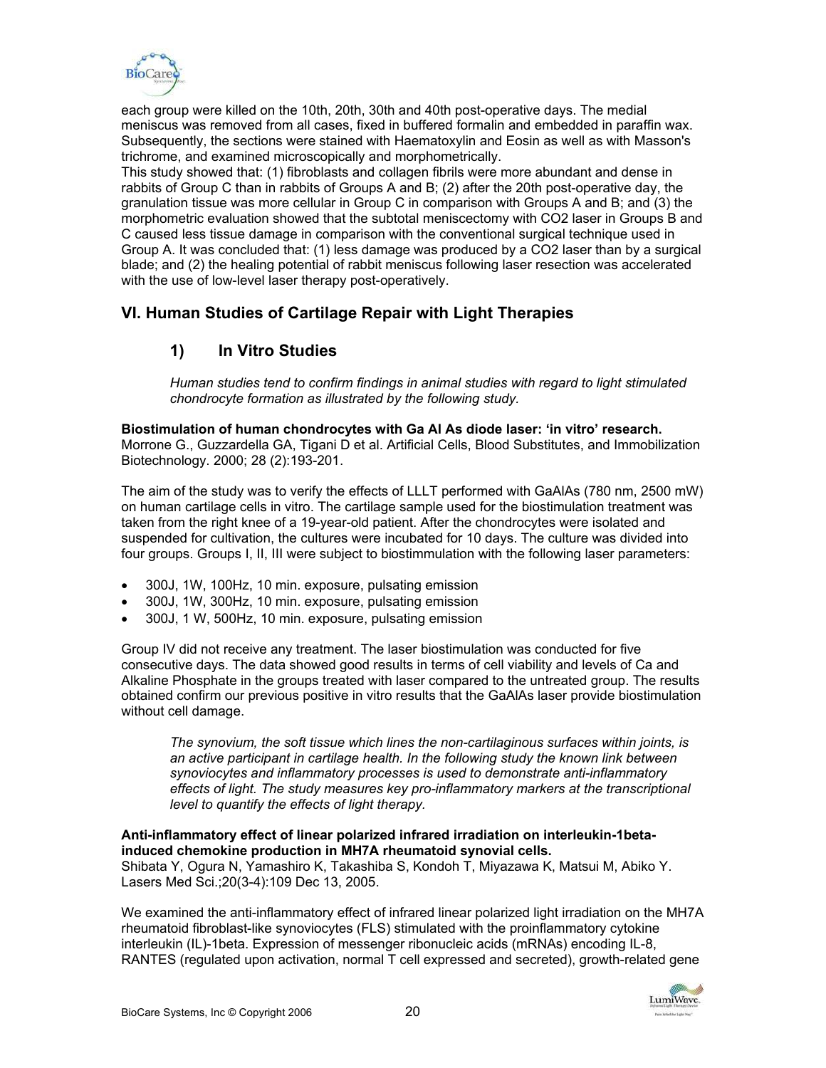each group were killed on the 10th, 20th, 30th and 40th post-operative days. The medial meniscus was removed from all cases, fixed in buffered formalin and embedded in paraffin wax. Subsequently, the sections were stained with Haematoxylin and Eosin as well as with Masson's trichrome, and examined microscopically and morphometrically.
This study showed that: (1) fibroblasts and collagen fibrils were more abundant and dense in rabbits of Group C than in rabbits of Groups A and B; (2) after the 20th post-operative day, the granulation tissue was more cellular in Group C in comparison with Groups A and B; and (3) the morphometric evaluation showed that the subtotal meniscectomy with CO2 laser in Groups B and C caused less tissue damage in comparison with the conventional surgical technique used in Group A. It was concluded that: (1) less damage was produced by a CO2 laser than by a surgical blade; and (2) the healing potential of rabbit meniscus following laser resection was accelerated with the use of low-level laser therapy post-operatively.

## VI. Human Studies of Cartilage Repair with Light Therapies

### 1) In Vitro Studies

*Human studies tend to confirm findings in animal studies with regard to light stimulated chondrocyte formation as illustrated by the following study.*

**Biostimulation of human chondrocytes with Ga Al As diode laser: 'in vitro' research.**
Morrone G., Guzzardella GA, Tigani D et al. Artificial Cells, Blood Substitutes, and Immobilization Biotechnology. 2000; 28 (2):193-201.

The aim of the study was to verify the effects of LLLT performed with GaAlAs (780 nm, 2500 mW) on human cartilage cells in vitro. The cartilage sample used for the biostimulation treatment was taken from the right knee of a 19-year-old patient. After the chondrocytes were isolated and suspended for cultivation, the cultures were incubated for 10 days. The culture was divided into four groups. Groups I, II, III were subject to biostimmulation with the following laser parameters:

- 300J, 1W, 100Hz, 10 min. exposure, pulsating emission
- 300J, 1W, 300Hz, 10 min. exposure, pulsating emission
- 300J, 1 W, 500Hz, 10 min. exposure, pulsating emission

Group IV did not receive any treatment. The laser biostimulation was conducted for five consecutive days. The data showed good results in terms of cell viability and levels of Ca and Alkaline Phosphate in the groups treated with laser compared to the untreated group. The results obtained confirm our previous positive in vitro results that the GaAlAs laser provide biostimulation without cell damage.

*The synovium, the soft tissue which lines the non-cartilaginous surfaces within joints, is an active participant in cartilage health. In the following study the known link between synoviocytes and inflammatory processes is used to demonstrate anti-inflammatory effects of light. The study measures key pro-inflammatory markers at the transcriptional level to quantify the effects of light therapy.*

**Anti-inflammatory effect of linear polarized infrared irradiation on interleukin-1beta-induced chemokine production in MH7A rheumatoid synovial cells.**
Shibata Y, Ogura N, Yamashiro K, Takashiba S, Kondoh T, Miyazawa K, Matsui M, Abiko Y. Lasers Med Sci.;20(3-4):109 Dec 13, 2005.

We examined the anti-inflammatory effect of infrared linear polarized light irradiation on the MH7A rheumatoid fibroblast-like synoviocytes (FLS) stimulated with the proinflammatory cytokine interleukin (IL)-1beta. Expression of messenger ribonucleic acids (mRNAs) encoding IL-8, RANTES (regulated upon activation, normal T cell expressed and secreted), growth-related gene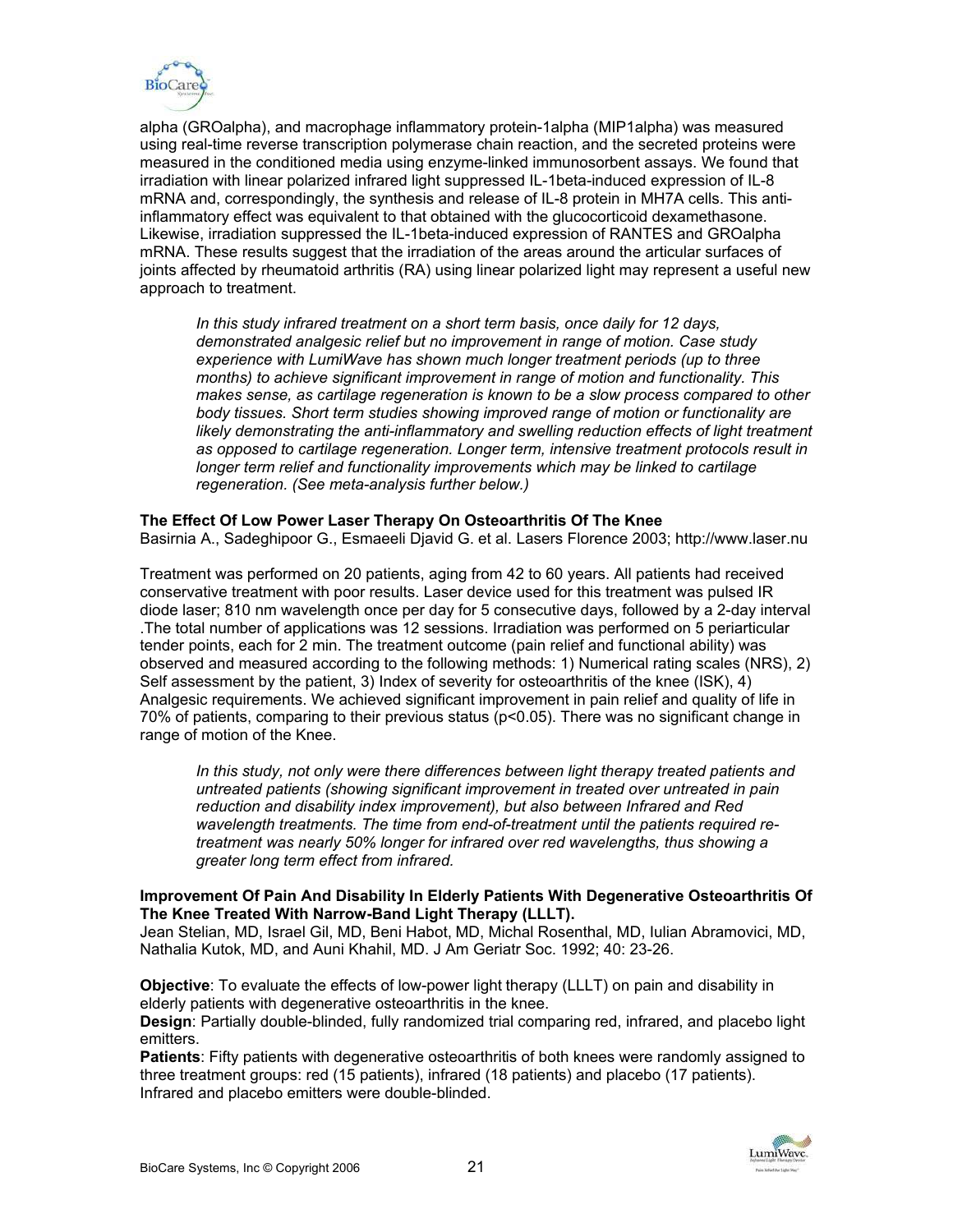alpha (GROalpha), and macrophage inflammatory protein-1alpha (MIP1alpha) was measured using real-time reverse transcription polymerase chain reaction, and the secreted proteins were measured in the conditioned media using enzyme-linked immunosorbent assays. We found that irradiation with linear polarized infrared light suppressed IL-1beta-induced expression of IL-8 mRNA and, correspondingly, the synthesis and release of IL-8 protein in MH7A cells. This anti-inflammatory effect was equivalent to that obtained with the glucocorticoid dexamethasone. Likewise, irradiation suppressed the IL-1beta-induced expression of RANTES and GROalpha mRNA. These results suggest that the irradiation of the areas around the articular surfaces of joints affected by rheumatoid arthritis (RA) using linear polarized light may represent a useful new approach to treatment.

> *In this study infrared treatment on a short term basis, once daily for 12 days, demonstrated analgesic relief but no improvement in range of motion. Case study experience with LumiWave has shown much longer treatment periods (up to three months) to achieve significant improvement in range of motion and functionality. This makes sense, as cartilage regeneration is known to be a slow process compared to other body tissues. Short term studies showing improved range of motion or functionality are likely demonstrating the anti-inflammatory and swelling reduction effects of light treatment as opposed to cartilage regeneration. Longer term, intensive treatment protocols result in longer term relief and functionality improvements which may be linked to cartilage regeneration. (See meta-analysis further below.)*

**The Effect Of Low Power Laser Therapy On Osteoarthritis Of The Knee**
Basirnia A., Sadeghipoor G., Esmaeeli Djavid G. et al. Lasers Florence 2003; http://www.laser.nu

Treatment was performed on 20 patients, aging from 42 to 60 years. All patients had received conservative treatment with poor results. Laser device used for this treatment was pulsed IR diode laser; 810 nm wavelength once per day for 5 consecutive days, followed by a 2-day interval .The total number of applications was 12 sessions. Irradiation was performed on 5 periarticular tender points, each for 2 min. The treatment outcome (pain relief and functional ability) was observed and measured according to the following methods: 1) Numerical rating scales (NRS), 2) Self assessment by the patient, 3) Index of severity for osteoarthritis of the knee (ISK), 4) Analgesic requirements. We achieved significant improvement in pain relief and quality of life in 70% of patients, comparing to their previous status ($p<0.05$). There was no significant change in range of motion of the Knee.

> *In this study, not only were there differences between light therapy treated patients and untreated patients (showing significant improvement in treated over untreated in pain reduction and disability index improvement), but also between Infrared and Red wavelength treatments. The time from end-of-treatment until the patients required re-treatment was nearly 50% longer for infrared over red wavelengths, thus showing a greater long term effect from infrared.*

**Improvement Of Pain And Disability In Elderly Patients With Degenerative Osteoarthritis Of The Knee Treated With Narrow-Band Light Therapy (LLLT).**
Jean Stelian, MD, Israel Gil, MD, Beni Habot, MD, Michal Rosenthal, MD, Iulian Abramovici, MD, Nathalia Kutok, MD, and Auni Khahil, MD. J Am Geriatr Soc. 1992; 40: 23-26.

**Objective**: To evaluate the effects of low-power light therapy (LLLT) on pain and disability in elderly patients with degenerative osteoarthritis in the knee.
**Design**: Partially double-blinded, fully randomized trial comparing red, infrared, and placebo light emitters.
**Patients**: Fifty patients with degenerative osteoarthritis of both knees were randomly assigned to three treatment groups: red (15 patients), infrared (18 patients) and placebo (17 patients). Infrared and placebo emitters were double-blinded.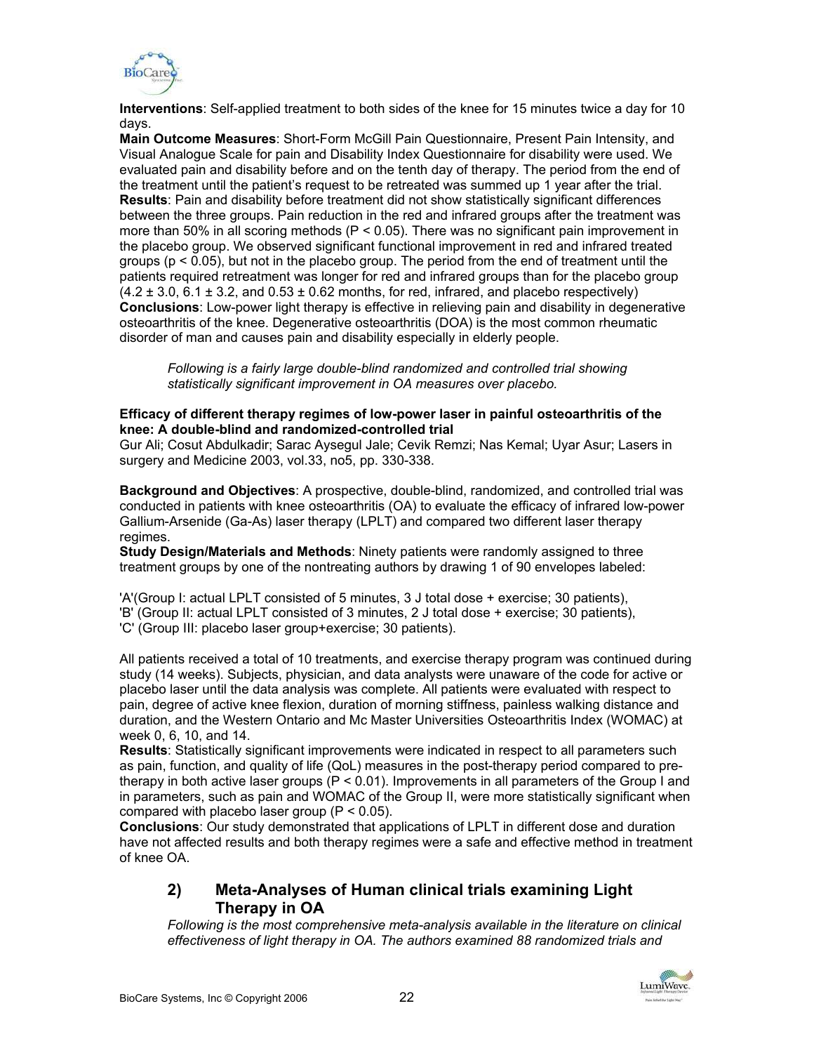**Interventions**: Self-applied treatment to both sides of the knee for 15 minutes twice a day for 10 days.

**Main Outcome Measures**: Short-Form McGill Pain Questionnaire, Present Pain Intensity, and Visual Analogue Scale for pain and Disability Index Questionnaire for disability were used. We evaluated pain and disability before and on the tenth day of therapy. The period from the end of the treatment until the patient's request to be retreated was summed up 1 year after the trial.

**Results**: Pain and disability before treatment did not show statistically significant differences between the three groups. Pain reduction in the red and infrared groups after the treatment was more than 50% in all scoring methods ($P < 0.05$). There was no significant pain improvement in the placebo group. We observed significant functional improvement in red and infrared treated groups ($p < 0.05$), but not in the placebo group. The period from the end of treatment until the patients required retreatment was longer for red and infrared groups than for the placebo group ($4.2 \pm 3.0$, $6.1 \pm 3.2$, and $0.53 \pm 0.62$ months, for red, infrared, and placebo respectively)

**Conclusions**: Low-power light therapy is effective in relieving pain and disability in degenerative osteoarthritis of the knee. Degenerative osteoarthritis (DOA) is the most common rheumatic disorder of man and causes pain and disability especially in elderly people.

*Following is a fairly large double-blind randomized and controlled trial showing statistically significant improvement in OA measures over placebo.*

**Efficacy of different therapy regimes of low-power laser in painful osteoarthritis of the knee: A double-blind and randomized-controlled trial**

Gur Ali; Cosut Abdulkadir; Sarac Aysegul Jale; Cevik Remzi; Nas Kemal; Uyar Asur; Lasers in surgery and Medicine 2003, vol.33, no5, pp. 330-338.

**Background and Objectives**: A prospective, double-blind, randomized, and controlled trial was conducted in patients with knee osteoarthritis (OA) to evaluate the efficacy of infrared low-power Gallium-Arsenide (Ga-As) laser therapy (LPLT) and compared two different laser therapy regimes.

**Study Design/Materials and Methods**: Ninety patients were randomly assigned to three treatment groups by one of the nontreating authors by drawing 1 of 90 envelopes labeled:

'A'(Group I: actual LPLT consisted of 5 minutes, 3 J total dose + exercise; 30 patients),
'B' (Group II: actual LPLT consisted of 3 minutes, 2 J total dose + exercise; 30 patients),
'C' (Group III: placebo laser group+exercise; 30 patients).

All patients received a total of 10 treatments, and exercise therapy program was continued during study (14 weeks). Subjects, physician, and data analysts were unaware of the code for active or placebo laser until the data analysis was complete. All patients were evaluated with respect to pain, degree of active knee flexion, duration of morning stiffness, painless walking distance and duration, and the Western Ontario and Mc Master Universities Osteoarthritis Index (WOMAC) at week 0, 6, 10, and 14.

**Results**: Statistically significant improvements were indicated in respect to all parameters such as pain, function, and quality of life (QoL) measures in the post-therapy period compared to pre-therapy in both active laser groups ($P < 0.01$). Improvements in all parameters of the Group I and in parameters, such as pain and WOMAC of the Group II, were more statistically significant when compared with placebo laser group ($P < 0.05$).

**Conclusions**: Our study demonstrated that applications of LPLT in different dose and duration have not affected results and both therapy regimes were a safe and effective method in treatment of knee OA.

## 2) Meta-Analyses of Human clinical trials examining Light Therapy in OA

*Following is the most comprehensive meta-analysis available in the literature on clinical effectiveness of light therapy in OA. The authors examined 88 randomized trials and*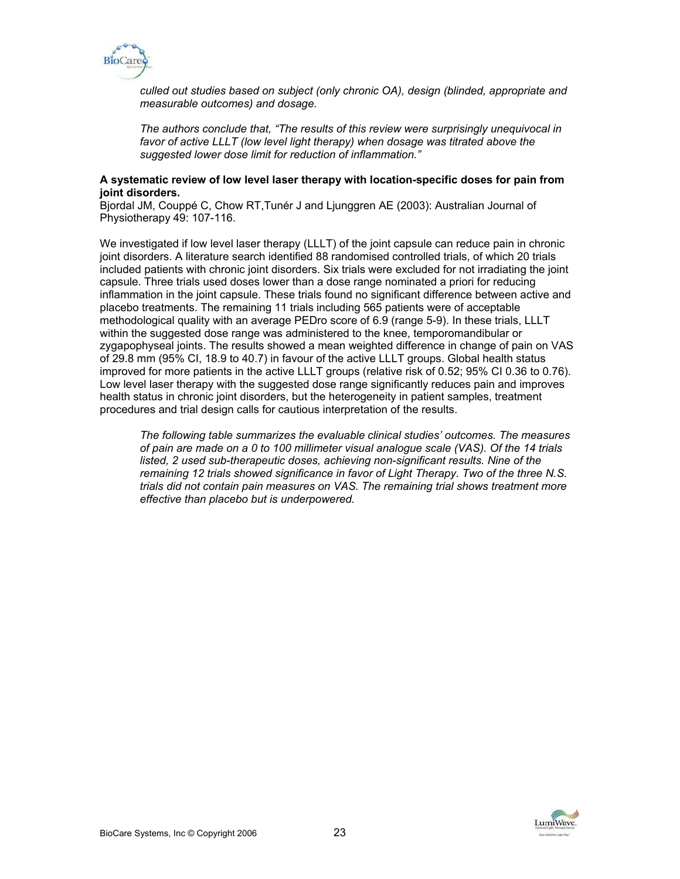*culled out studies based on subject (only chronic OA), design (blinded, appropriate and measurable outcomes) and dosage.*

*The authors conclude that, "The results of this review were surprisingly unequivocal in favor of active LLLT (low level light therapy) when dosage was titrated above the suggested lower dose limit for reduction of inflammation."*

**A systematic review of low level laser therapy with location-specific doses for pain from joint disorders.**

Bjordal JM, Couppé C, Chow RT,Tunér J and Ljunggren AE (2003): Australian Journal of Physiotherapy 49: 107-116.

We investigated if low level laser therapy (LLLT) of the joint capsule can reduce pain in chronic joint disorders. A literature search identified 88 randomised controlled trials, of which 20 trials included patients with chronic joint disorders. Six trials were excluded for not irradiating the joint capsule. Three trials used doses lower than a dose range nominated a priori for reducing inflammation in the joint capsule. These trials found no significant difference between active and placebo treatments. The remaining 11 trials including 565 patients were of acceptable methodological quality with an average PEDro score of 6.9 (range 5-9). In these trials, LLLT within the suggested dose range was administered to the knee, temporomandibular or zygapophyseal joints. The results showed a mean weighted difference in change of pain on VAS of 29.8 mm (95% CI, 18.9 to 40.7) in favour of the active LLLT groups. Global health status improved for more patients in the active LLLT groups (relative risk of 0.52; 95% CI 0.36 to 0.76). Low level laser therapy with the suggested dose range significantly reduces pain and improves health status in chronic joint disorders, but the heterogeneity in patient samples, treatment procedures and trial design calls for cautious interpretation of the results.

*The following table summarizes the evaluable clinical studies' outcomes. The measures of pain are made on a 0 to 100 millimeter visual analogue scale (VAS). Of the 14 trials listed, 2 used sub-therapeutic doses, achieving non-significant results. Nine of the remaining 12 trials showed significance in favor of Light Therapy. Two of the three N.S. trials did not contain pain measures on VAS. The remaining trial shows treatment more effective than placebo but is underpowered.*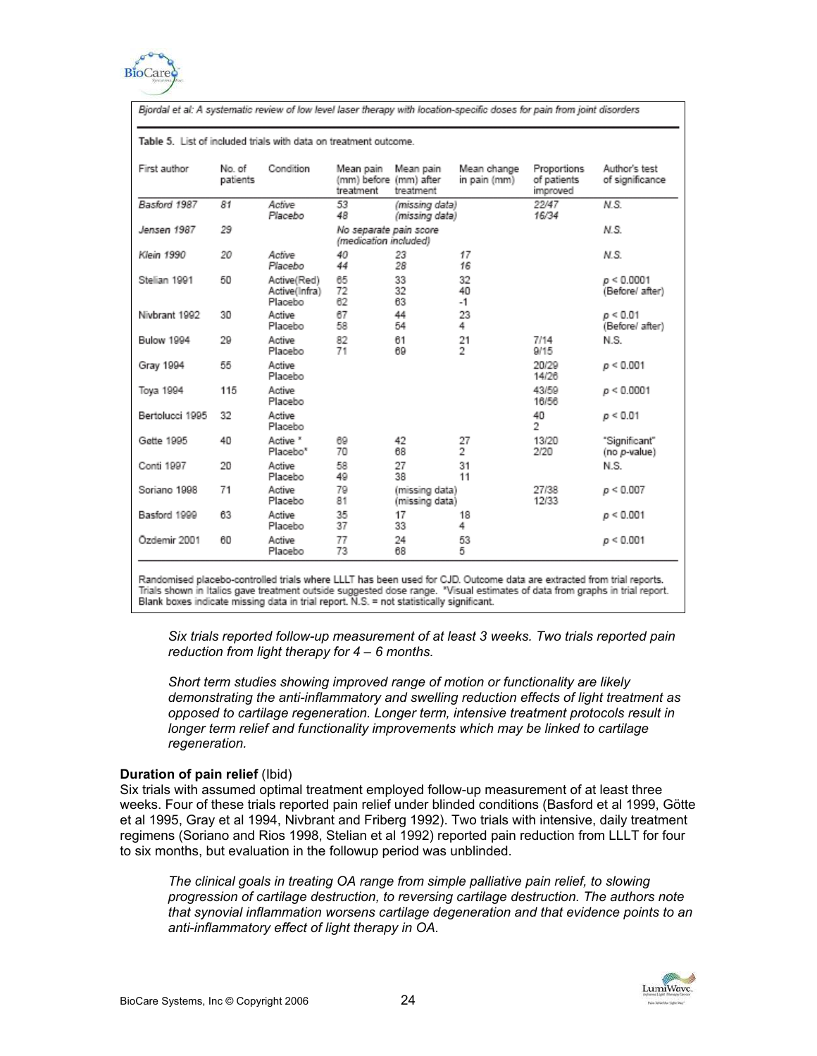*Bjordal et al: A systematic review of low level laser therapy with location-specific doses for pain from joint disorders*

**Table 5.** List of included trials with data on treatment outcome.

| First author | No. of patients | Condition | Mean pain (mm) before treatment | Mean pain (mm) after treatment | Mean change in pain (mm) | Proportions of patients improved | Author's test of significance |
|---|---|---|---|---|---|---|---|
| *Basford 1987* | *81* | *Active*<br>*Placebo* | *53*<br>*48* | *(missing data)*<br>*(missing data)* | | *22/47*<br>*16/34* | *N.S.* |
| *Jensen 1987* | *29* | | *No separate pain score (medication included)* | | | | *N.S.* |
| *Klein 1990* | *20* | *Active*<br>*Placebo* | *40*<br>*44* | *23*<br>*28* | *17*<br>*16* | | *N.S.* |
| Stelian 1991 | 50 | Active(Red)<br>Active(Infra)<br>Placebo | 65<br>72<br>62 | 33<br>32<br>63 | 32<br>40<br>-1 | | $p < 0.0001$<br>(Before/ after) |
| Nivbrant 1992 | 30 | Active<br>Placebo | 67<br>58 | 44<br>54 | 23<br>4 | | $p < 0.01$<br>(Before/ after) |
| Bulow 1994 | 29 | Active<br>Placebo | 82<br>71 | 61<br>69 | 21<br>2 | 7/14<br>9/15 | N.S. |
| Gray 1994 | 55 | Active<br>Placebo | | | | 20/29<br>14/26 | $p < 0.001$ |
| Toya 1994 | 115 | Active<br>Placebo | | | | 43/59<br>16/56 | $p < 0.0001$ |
| Bertolucci 1995 | 32 | Active<br>Placebo | | | | 40<br>2 | $p < 0.01$ |
| Gøtte 1995 | 40 | Active *<br>Placebo* | 69<br>70 | 42<br>68 | 27<br>2 | 13/20<br>2/20 | "Significant"<br>(no *p*-value) |
| Conti 1997 | 20 | Active<br>Placebo | 58<br>49 | 27<br>38 | 31<br>11 | | N.S. |
| Soriano 1998 | 71 | Active<br>Placebo | 79<br>81 | (missing data)<br>(missing data) | | 27/38<br>12/33 | $p < 0.007$ |
| Basford 1999 | 63 | Active<br>Placebo | 35<br>37 | 17<br>33 | 18<br>4 | | $p < 0.001$ |
| Özdemir 2001 | 60 | Active<br>Placebo | 77<br>73 | 24<br>68 | 53<br>5 | | $p < 0.001$ |

Randomised placebo-controlled trials where LLLT has been used for CJD. Outcome data are extracted from trial reports. Trials shown in Italics gave treatment outside suggested dose range. *Visual estimates of data from graphs in trial report. Blank boxes indicate missing data in trial report. N.S. = not statistically significant.

*Six trials reported follow-up measurement of at least 3 weeks. Two trials reported pain reduction from light therapy for 4 – 6 months.*

*Short term studies showing improved range of motion or functionality are likely demonstrating the anti-inflammatory and swelling reduction effects of light treatment as opposed to cartilage regeneration. Longer term, intensive treatment protocols result in longer term relief and functionality improvements which may be linked to cartilage regeneration.*

**Duration of pain relief** (Ibid)
Six trials with assumed optimal treatment employed follow-up measurement of at least three weeks. Four of these trials reported pain relief under blinded conditions (Basford et al 1999, Götte et al 1995, Gray et al 1994, Nivbrant and Friberg 1992). Two trials with intensive, daily treatment regimens (Soriano and Rios 1998, Stelian et al 1992) reported pain reduction from LLLT for four to six months, but evaluation in the followup period was unblinded.

*The clinical goals in treating OA range from simple palliative pain relief, to slowing progression of cartilage destruction, to reversing cartilage destruction. The authors note that synovial inflammation worsens cartilage degeneration and that evidence points to an anti-inflammatory effect of light therapy in OA.*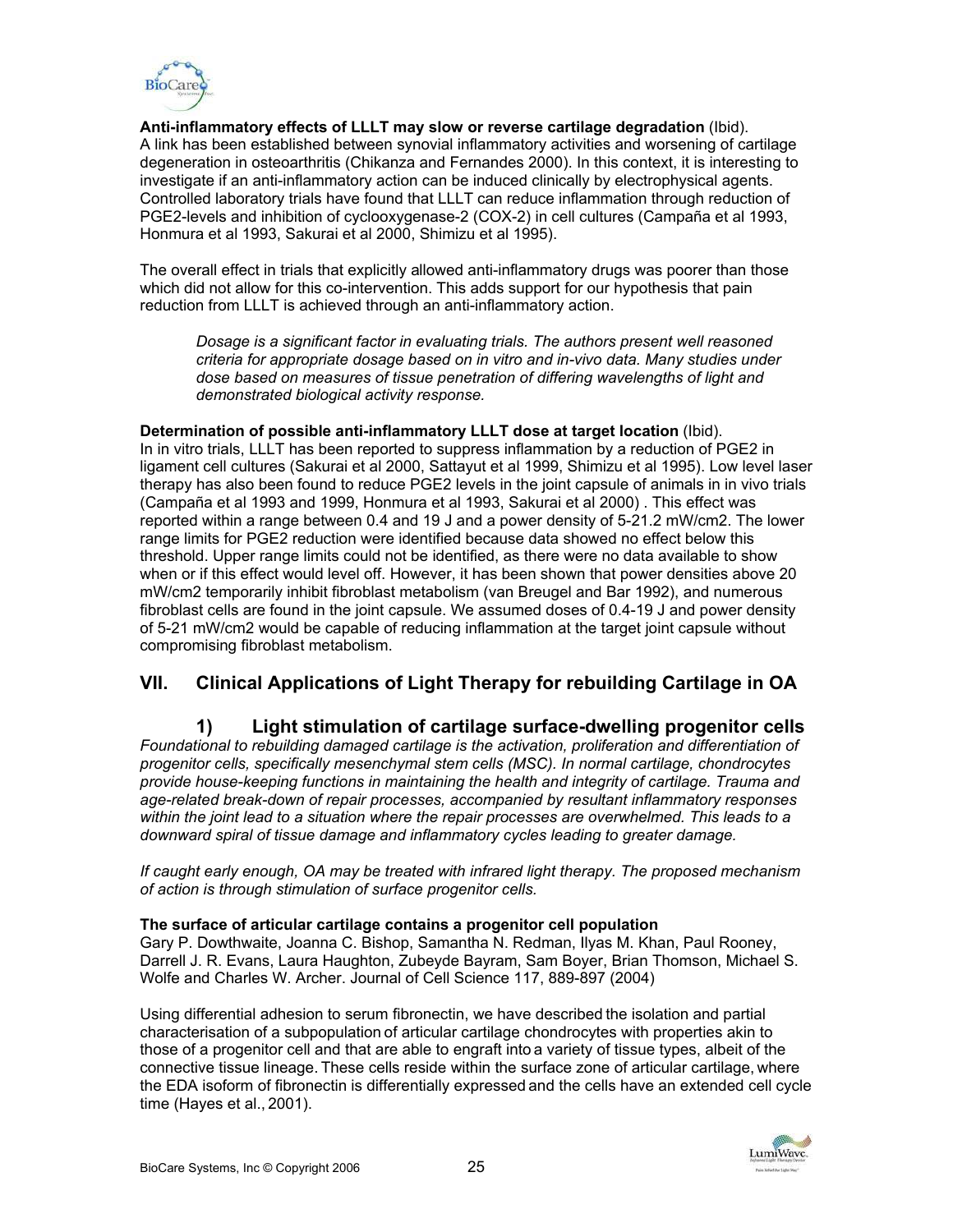**Anti-inflammatory effects of LLLT may slow or reverse cartilage degradation** (Ibid).
A link has been established between synovial inflammatory activities and worsening of cartilage degeneration in osteoarthritis (Chikanza and Fernandes 2000). In this context, it is interesting to investigate if an anti-inflammatory action can be induced clinically by electrophysical agents. Controlled laboratory trials have found that LLLT can reduce inflammation through reduction of PGE2-levels and inhibition of cyclooxygenase-2 (COX-2) in cell cultures (Campaña et al 1993, Honmura et al 1993, Sakurai et al 2000, Shimizu et al 1995).

The overall effect in trials that explicitly allowed anti-inflammatory drugs was poorer than those which did not allow for this co-intervention. This adds support for our hypothesis that pain reduction from LLLT is achieved through an anti-inflammatory action.

> *Dosage is a significant factor in evaluating trials. The authors present well reasoned criteria for appropriate dosage based on in vitro and in-vivo data. Many studies under dose based on measures of tissue penetration of differing wavelengths of light and demonstrated biological activity response.*

**Determination of possible anti-inflammatory LLLT dose at target location** (Ibid).
In in vitro trials, LLLT has been reported to suppress inflammation by a reduction of PGE2 in ligament cell cultures (Sakurai et al 2000, Sattayut et al 1999, Shimizu et al 1995). Low level laser therapy has also been found to reduce PGE2 levels in the joint capsule of animals in in vivo trials (Campaña et al 1993 and 1999, Honmura et al 1993, Sakurai et al 2000) . This effect was reported within a range between 0.4 and 19 J and a power density of 5-21.2 mW/cm2. The lower range limits for PGE2 reduction were identified because data showed no effect below this threshold. Upper range limits could not be identified, as there were no data available to show when or if this effect would level off. However, it has been shown that power densities above 20 mW/cm2 temporarily inhibit fibroblast metabolism (van Breugel and Bar 1992), and numerous fibroblast cells are found in the joint capsule. We assumed doses of 0.4-19 J and power density of 5-21 mW/cm2 would be capable of reducing inflammation at the target joint capsule without compromising fibroblast metabolism.

## VII. Clinical Applications of Light Therapy for rebuilding Cartilage in OA

### 1) Light stimulation of cartilage surface-dwelling progenitor cells

*Foundational to rebuilding damaged cartilage is the activation, proliferation and differentiation of progenitor cells, specifically mesenchymal stem cells (MSC). In normal cartilage, chondrocytes provide house-keeping functions in maintaining the health and integrity of cartilage. Trauma and age-related break-down of repair processes, accompanied by resultant inflammatory responses within the joint lead to a situation where the repair processes are overwhelmed. This leads to a downward spiral of tissue damage and inflammatory cycles leading to greater damage.*

*If caught early enough, OA may be treated with infrared light therapy. The proposed mechanism of action is through stimulation of surface progenitor cells.*

**The surface of articular cartilage contains a progenitor cell population**
Gary P. Dowthwaite, Joanna C. Bishop, Samantha N. Redman, Ilyas M. Khan, Paul Rooney, Darrell J. R. Evans, Laura Haughton, Zubeyde Bayram, Sam Boyer, Brian Thomson, Michael S. Wolfe and Charles W. Archer. Journal of Cell Science 117, 889-897 (2004)

Using differential adhesion to serum fibronectin, we have described the isolation and partial characterisation of a subpopulation of articular cartilage chondrocytes with properties akin to those of a progenitor cell and that are able to engraft into a variety of tissue types, albeit of the connective tissue lineage. These cells reside within the surface zone of articular cartilage, where the EDA isoform of fibronectin is differentially expressed and the cells have an extended cell cycle time (Hayes et al., 2001).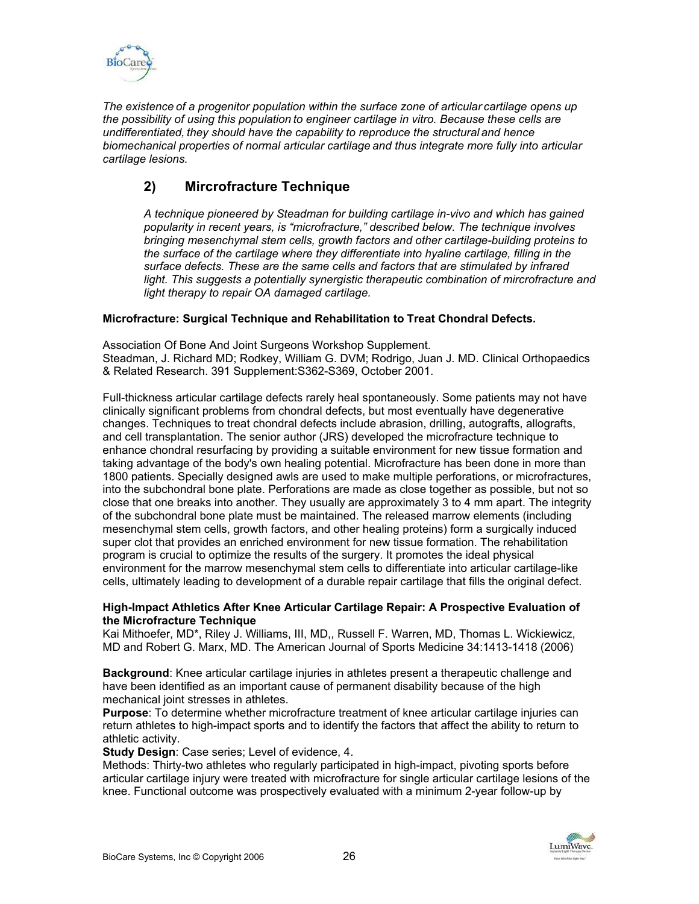*The existence of a progenitor population within the surface zone of articular cartilage opens up the possibility of using this population to engineer cartilage in vitro. Because these cells are undifferentiated, they should have the capability to reproduce the structural and hence biomechanical properties of normal articular cartilage and thus integrate more fully into articular cartilage lesions.*

## 2) Mircrofracture Technique

*A technique pioneered by Steadman for building cartilage in-vivo and which has gained popularity in recent years, is "microfracture," described below. The technique involves bringing mesenchymal stem cells, growth factors and other cartilage-building proteins to the surface of the cartilage where they differentiate into hyaline cartilage, filling in the surface defects. These are the same cells and factors that are stimulated by infrared light. This suggests a potentially synergistic therapeutic combination of mircrofracture and light therapy to repair OA damaged cartilage.*

**Microfracture: Surgical Technique and Rehabilitation to Treat Chondral Defects.**

Association Of Bone And Joint Surgeons Workshop Supplement.
Steadman, J. Richard MD; Rodkey, William G. DVM; Rodrigo, Juan J. MD. Clinical Orthopaedics & Related Research. 391 Supplement:S362-S369, October 2001.

Full-thickness articular cartilage defects rarely heal spontaneously. Some patients may not have clinically significant problems from chondral defects, but most eventually have degenerative changes. Techniques to treat chondral defects include abrasion, drilling, autografts, allografts, and cell transplantation. The senior author (JRS) developed the microfracture technique to enhance chondral resurfacing by providing a suitable environment for new tissue formation and taking advantage of the body's own healing potential. Microfracture has been done in more than 1800 patients. Specially designed awls are used to make multiple perforations, or microfractures, into the subchondral bone plate. Perforations are made as close together as possible, but not so close that one breaks into another. They usually are approximately 3 to 4 mm apart. The integrity of the subchondral bone plate must be maintained. The released marrow elements (including mesenchymal stem cells, growth factors, and other healing proteins) form a surgically induced super clot that provides an enriched environment for new tissue formation. The rehabilitation program is crucial to optimize the results of the surgery. It promotes the ideal physical environment for the marrow mesenchymal stem cells to differentiate into articular cartilage-like cells, ultimately leading to development of a durable repair cartilage that fills the original defect.

**High-Impact Athletics After Knee Articular Cartilage Repair: A Prospective Evaluation of the Microfracture Technique**
Kai Mithoefer, MD*, Riley J. Williams, III, MD,, Russell F. Warren, MD, Thomas L. Wickiewicz, MD and Robert G. Marx, MD. The American Journal of Sports Medicine 34:1413-1418 (2006)

**Background**: Knee articular cartilage injuries in athletes present a therapeutic challenge and have been identified as an important cause of permanent disability because of the high mechanical joint stresses in athletes.
**Purpose**: To determine whether microfracture treatment of knee articular cartilage injuries can return athletes to high-impact sports and to identify the factors that affect the ability to return to athletic activity.
**Study Design**: Case series; Level of evidence, 4.
Methods: Thirty-two athletes who regularly participated in high-impact, pivoting sports before articular cartilage injury were treated with microfracture for single articular cartilage lesions of the knee. Functional outcome was prospectively evaluated with a minimum 2-year follow-up by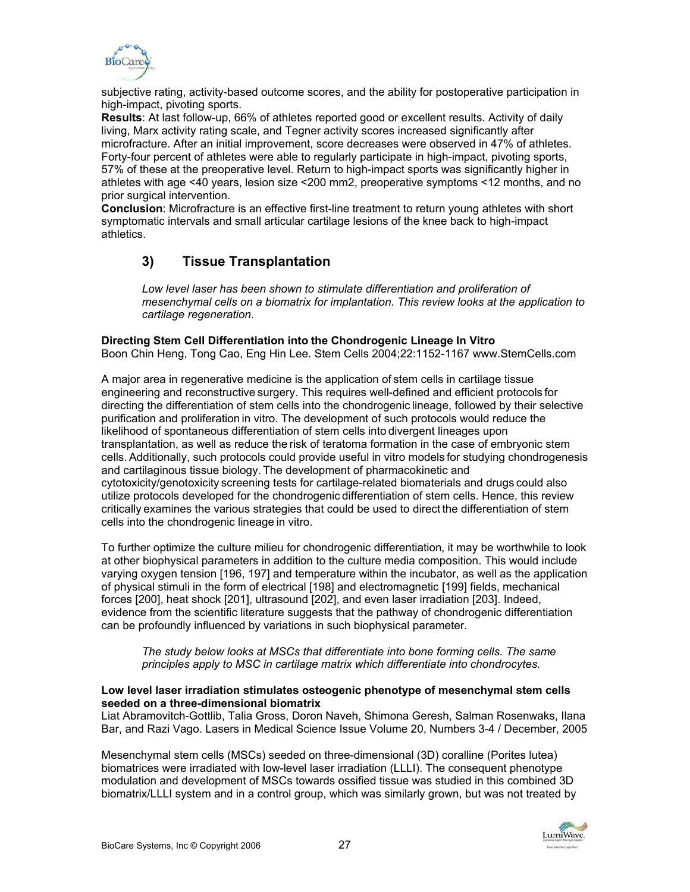subjective rating, activity-based outcome scores, and the ability for postoperative participation in high-impact, pivoting sports.

**Results**: At last follow-up, 66% of athletes reported good or excellent results. Activity of daily living, Marx activity rating scale, and Tegner activity scores increased significantly after microfracture. After an initial improvement, score decreases were observed in 47% of athletes. Forty-four percent of athletes were able to regularly participate in high-impact, pivoting sports, 57% of these at the preoperative level. Return to high-impact sports was significantly higher in athletes with age <40 years, lesion size <200 mm2, preoperative symptoms <12 months, and no prior surgical intervention.

**Conclusion**: Microfracture is an effective first-line treatment to return young athletes with short symptomatic intervals and small articular cartilage lesions of the knee back to high-impact athletics.

## 3) Tissue Transplantation

*Low level laser has been shown to stimulate differentiation and proliferation of mesenchymal cells on a biomatrix for implantation. This review looks at the application to cartilage regeneration.*

**Directing Stem Cell Differentiation into the Chondrogenic Lineage In Vitro**
Boon Chin Heng, Tong Cao, Eng Hin Lee. Stem Cells 2004;22:1152-1167 www.StemCells.com

A major area in regenerative medicine is the application of stem cells in cartilage tissue engineering and reconstructive surgery. This requires well-defined and efficient protocols for directing the differentiation of stem cells into the chondrogenic lineage, followed by their selective purification and proliferation in vitro. The development of such protocols would reduce the likelihood of spontaneous differentiation of stem cells into divergent lineages upon transplantation, as well as reduce the risk of teratoma formation in the case of embryonic stem cells. Additionally, such protocols could provide useful in vitro models for studying chondrogenesis and cartilaginous tissue biology. The development of pharmacokinetic and cytotoxicity/genotoxicity screening tests for cartilage-related biomaterials and drugs could also utilize protocols developed for the chondrogenic differentiation of stem cells. Hence, this review critically examines the various strategies that could be used to direct the differentiation of stem cells into the chondrogenic lineage in vitro.

To further optimize the culture milieu for chondrogenic differentiation, it may be worthwhile to look at other biophysical parameters in addition to the culture media composition. This would include varying oxygen tension [196, 197] and temperature within the incubator, as well as the application of physical stimuli in the form of electrical [198] and electromagnetic [199] fields, mechanical forces [200], heat shock [201], ultrasound [202], and even laser irradiation [203]. Indeed, evidence from the scientific literature suggests that the pathway of chondrogenic differentiation can be profoundly influenced by variations in such biophysical parameter.

*The study below looks at MSCs that differentiate into bone forming cells. The same principles apply to MSC in cartilage matrix which differentiate into chondrocytes.*

**Low level laser irradiation stimulates osteogenic phenotype of mesenchymal stem cells seeded on a three-dimensional biomatrix**
Liat Abramovitch-Gottlib, Talia Gross, Doron Naveh, Shimona Geresh, Salman Rosenwaks, Ilana Bar, and Razi Vago. Lasers in Medical Science Issue Volume 20, Numbers 3-4 / December, 2005

Mesenchymal stem cells (MSCs) seeded on three-dimensional (3D) coralline (Porites lutea) biomatrices were irradiated with low-level laser irradiation (LLLI). The consequent phenotype modulation and development of MSCs towards ossified tissue was studied in this combined 3D biomatrix/LLLI system and in a control group, which was similarly grown, but was not treated by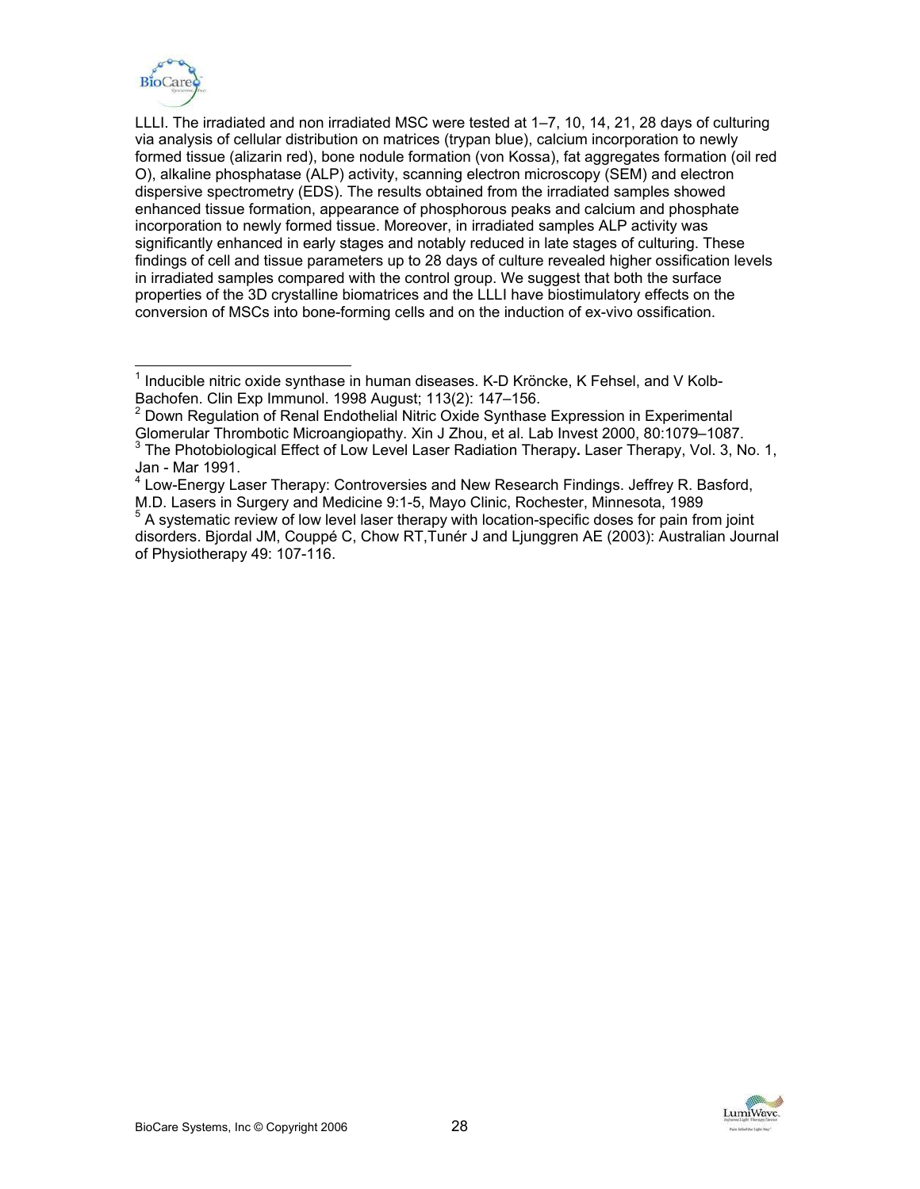LLLI. The irradiated and non irradiated MSC were tested at 1–7, 10, 14, 21, 28 days of culturing via analysis of cellular distribution on matrices (trypan blue), calcium incorporation to newly formed tissue (alizarin red), bone nodule formation (von Kossa), fat aggregates formation (oil red O), alkaline phosphatase (ALP) activity, scanning electron microscopy (SEM) and electron dispersive spectrometry (EDS). The results obtained from the irradiated samples showed enhanced tissue formation, appearance of phosphorous peaks and calcium and phosphate incorporation to newly formed tissue. Moreover, in irradiated samples ALP activity was significantly enhanced in early stages and notably reduced in late stages of culturing. These findings of cell and tissue parameters up to 28 days of culture revealed higher ossification levels in irradiated samples compared with the control group. We suggest that both the surface properties of the 3D crystalline biomatrices and the LLLI have biostimulatory effects on the conversion of MSCs into bone-forming cells and on the induction of ex-vivo ossification.

---

[1] Inducible nitric oxide synthase in human diseases. K-D Kröncke, K Fehsel, and V Kolb-Bachofen. Clin Exp Immunol. 1998 August; 113(2): 147–156.

[2] Down Regulation of Renal Endothelial Nitric Oxide Synthase Expression in Experimental Glomerular Thrombotic Microangiopathy. Xin J Zhou, et al. Lab Invest 2000, 80:1079–1087.

[3] The Photobiological Effect of Low Level Laser Radiation Therapy**.** Laser Therapy, Vol. 3, No. 1, Jan - Mar 1991.

[4] Low-Energy Laser Therapy: Controversies and New Research Findings. Jeffrey R. Basford, M.D. Lasers in Surgery and Medicine 9:1-5, Mayo Clinic, Rochester, Minnesota, 1989

[5] A systematic review of low level laser therapy with location-specific doses for pain from joint disorders. Bjordal JM, Couppé C, Chow RT,Tunér J and Ljunggren AE (2003): Australian Journal of Physiotherapy 49: 107-116.